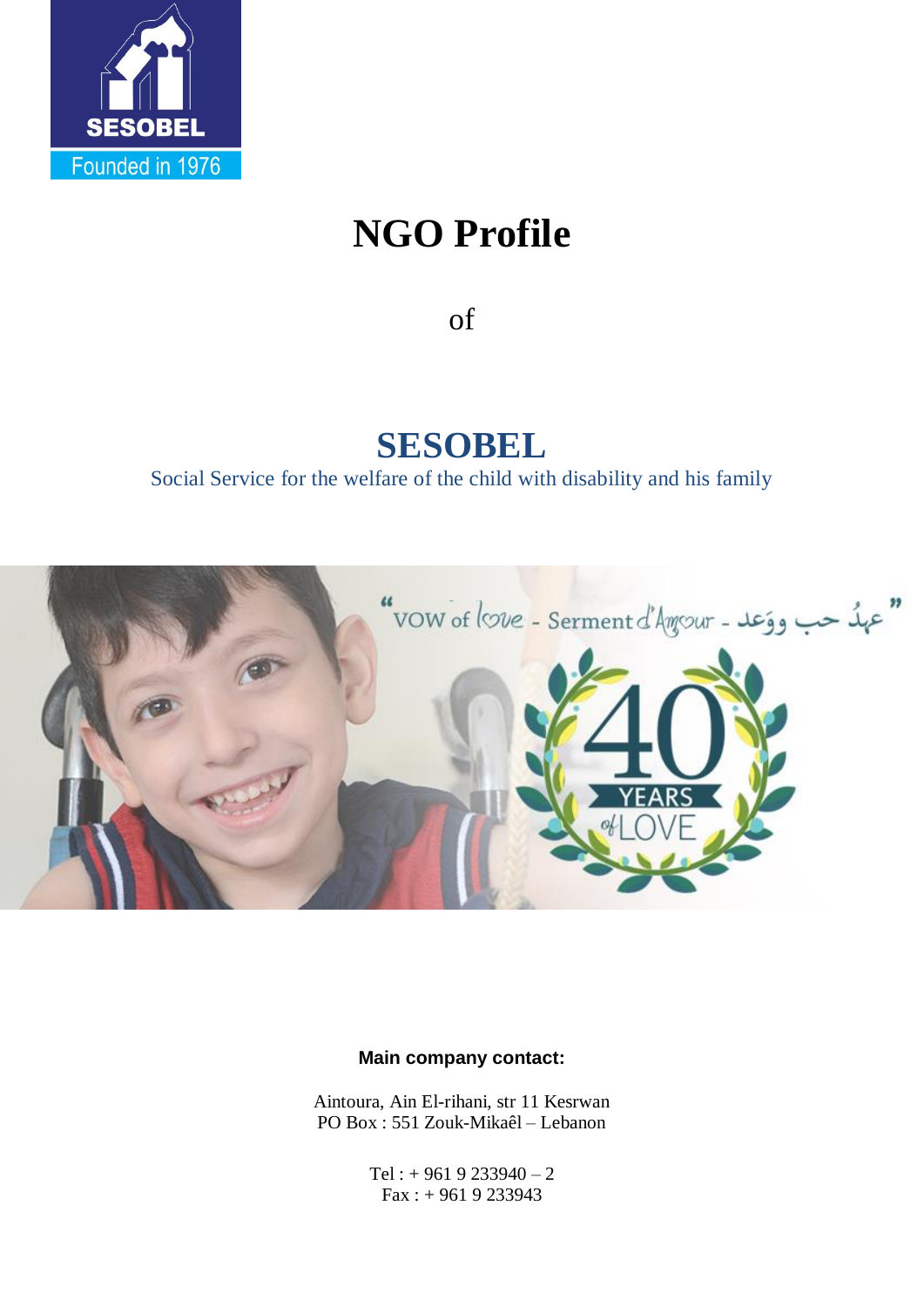SESOBEL

Founded in 1976

# NGO Profile

of

## SESOBEL

Social Service for the welfare of the child with disability and his family

"VOW of love - Serment d'Amour - عهدُ حب ووَعد"

40 YEARS of LOVE

**Main company contact:**

Aintoura, Ain El-rihani, str 11 Kesrwan
PO Box : 551 Zouk-Mikaêl – Lebanon

Tel : + 961 9 233940 – 2
Fax : + 961 9 233943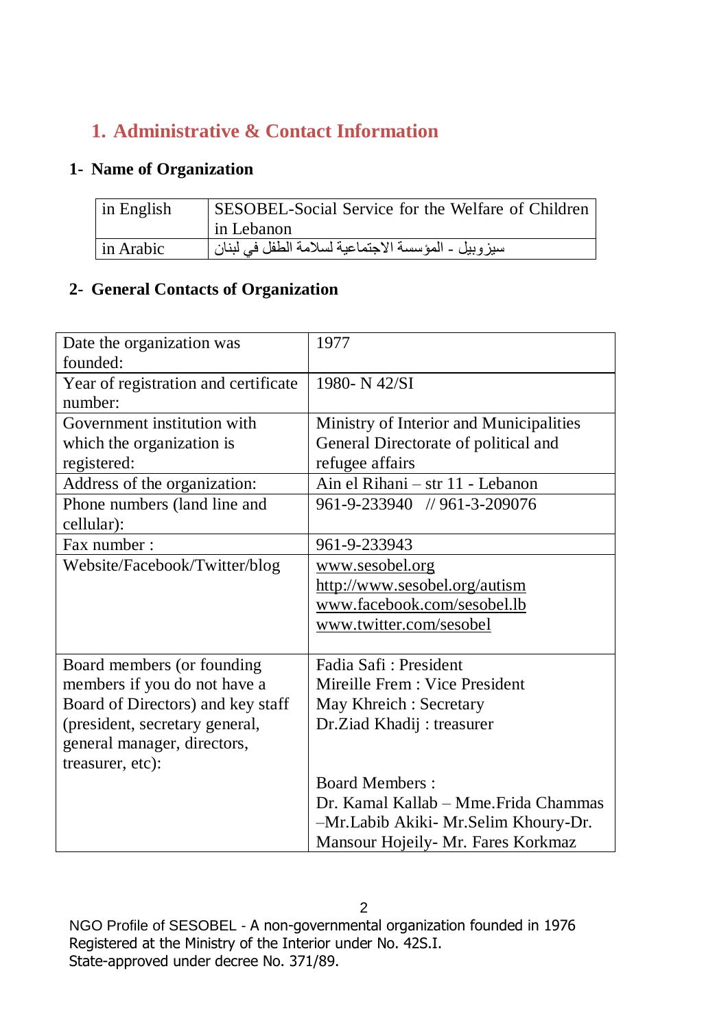## 1. Administrative & Contact Information

### 1- Name of Organization

| | |
|---|---|
| in English | SESOBEL-Social Service for the Welfare of Children in Lebanon |
| in Arabic | سيزوبيل - المؤسسة الاجتماعية لسلامة الطفل في لبنان |

### 2- General Contacts of Organization

| | |
|---|---|
| Date the organization was founded: | 1977 |
| Year of registration and certificate number: | 1980- N 42/SI |
| Government institution with which the organization is registered: | Ministry of Interior and Municipalities General Directorate of political and refugee affairs |
| Address of the organization: | Ain el Rihani – str 11 - Lebanon |
| Phone numbers (land line and cellular): | 961-9-233940 // 961-3-209076 |
| Fax number : | 961-9-233943 |
| Website/Facebook/Twitter/blog | www.sesobel.org<br>http://www.sesobel.org/autism<br>www.facebook.com/sesobel.lb<br>www.twitter.com/sesobel |
| Board members (or founding members if you do not have a Board of Directors) and key staff (president, secretary general, general manager, directors, treasurer, etc): | Fadia Safi : President<br>Mireille Frem : Vice President<br>May Khreich : Secretary<br>Dr.Ziad Khadij : treasurer<br><br>Board Members :<br>Dr. Kamal Kallab – Mme.Frida Chammas –Mr.Labib Akiki- Mr.Selim Khoury-Dr. Mansour Hojeily- Mr. Fares Korkmaz |

NGO Profile of SESOBEL - A non-governmental organization founded in 1976
Registered at the Ministry of the Interior under No. 42S.I.
State-approved under decree No. 371/89.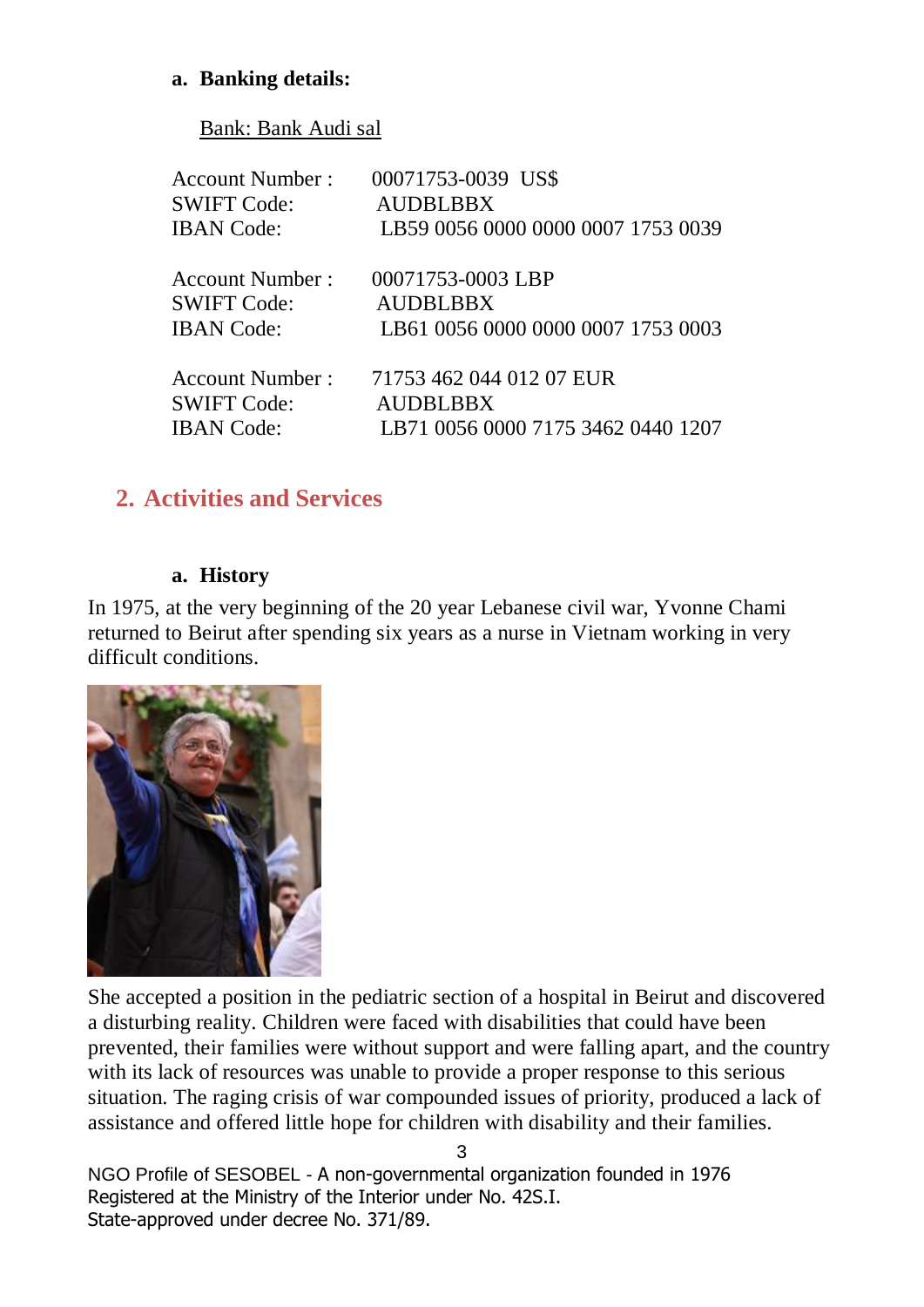### a. Banking details:

<u>Bank: Bank Audi sal</u>

Account Number : 00071753-0039 US$
SWIFT Code: AUDBLBBX
IBAN Code: LB59 0056 0000 0000 0007 1753 0039

Account Number : 00071753-0003 LBP
SWIFT Code: AUDBLBBX
IBAN Code: LB61 0056 0000 0000 0007 1753 0003

Account Number : 71753 462 044 012 07 EUR
SWIFT Code: AUDBLBBX
IBAN Code: LB71 0056 0000 7175 3462 0440 1207

## 2. Activities and Services

### a. History

In 1975, at the very beginning of the 20 year Lebanese civil war, Yvonne Chami returned to Beirut after spending six years as a nurse in Vietnam working in very difficult conditions.

She accepted a position in the pediatric section of a hospital in Beirut and discovered a disturbing reality. Children were faced with disabilities that could have been prevented, their families were without support and were falling apart, and the country with its lack of resources was unable to provide a proper response to this serious situation. The raging crisis of war compounded issues of priority, produced a lack of assistance and offered little hope for children with disability and their families.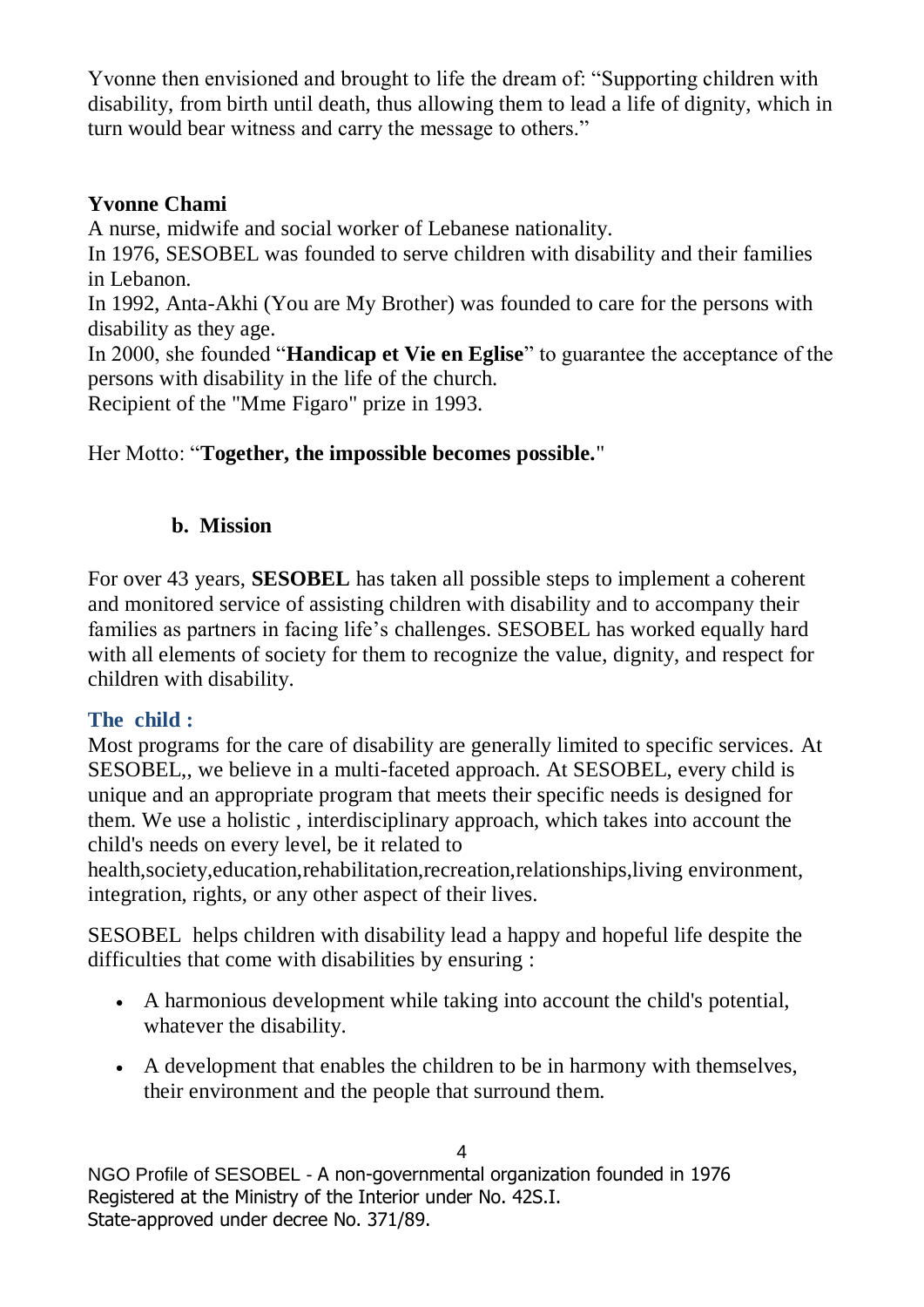Yvonne then envisioned and brought to life the dream of: "Supporting children with disability, from birth until death, thus allowing them to lead a life of dignity, which in turn would bear witness and carry the message to others."

**Yvonne Chami**

A nurse, midwife and social worker of Lebanese nationality.

In 1976, SESOBEL was founded to serve children with disability and their families in Lebanon.

In 1992, Anta-Akhi (You are My Brother) was founded to care for the persons with disability as they age.

In 2000, she founded "**Handicap et Vie en Eglise**" to guarantee the acceptance of the persons with disability in the life of the church.

Recipient of the "Mme Figaro" prize in 1993.

Her Motto: "**Together, the impossible becomes possible.**"

### b. Mission

For over 43 years, **SESOBEL** has taken all possible steps to implement a coherent and monitored service of assisting children with disability and to accompany their families as partners in facing life's challenges. SESOBEL has worked equally hard with all elements of society for them to recognize the value, dignity, and respect for children with disability.

#### The child :

Most programs for the care of disability are generally limited to specific services. At SESOBEL,, we believe in a multi-faceted approach. At SESOBEL, every child is unique and an appropriate program that meets their specific needs is designed for them. We use a holistic , interdisciplinary approach, which takes into account the child's needs on every level, be it related to health,society,education,rehabilitation,recreation,relationships,living environment, integration, rights, or any other aspect of their lives.

SESOBEL helps children with disability lead a happy and hopeful life despite the difficulties that come with disabilities by ensuring :

- A harmonious development while taking into account the child's potential, whatever the disability.
- A development that enables the children to be in harmony with themselves, their environment and the people that surround them.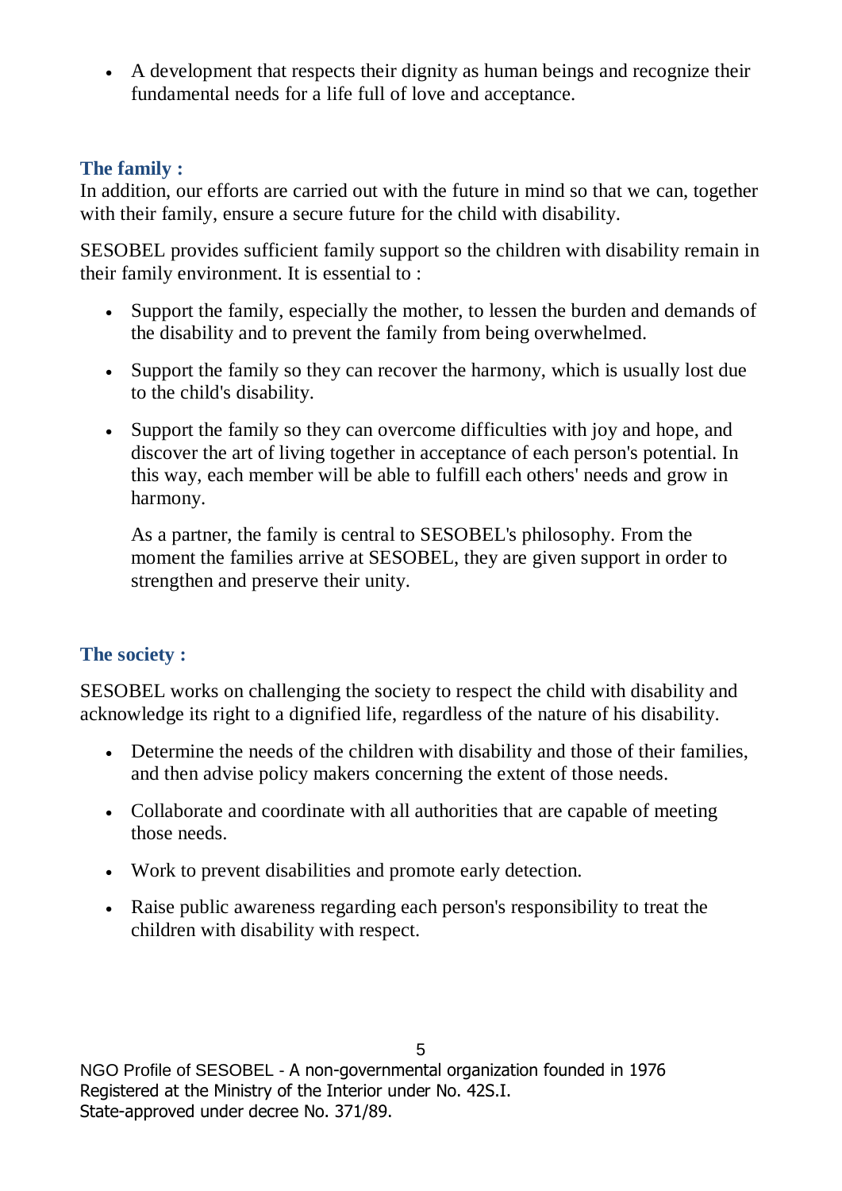- A development that respects their dignity as human beings and recognize their fundamental needs for a life full of love and acceptance.

### The family :

In addition, our efforts are carried out with the future in mind so that we can, together with their family, ensure a secure future for the child with disability.

SESOBEL provides sufficient family support so the children with disability remain in their family environment. It is essential to :

- Support the family, especially the mother, to lessen the burden and demands of the disability and to prevent the family from being overwhelmed.
- Support the family so they can recover the harmony, which is usually lost due to the child's disability.
- Support the family so they can overcome difficulties with joy and hope, and discover the art of living together in acceptance of each person's potential. In this way, each member will be able to fulfill each others' needs and grow in harmony.

  As a partner, the family is central to SESOBEL's philosophy. From the moment the families arrive at SESOBEL, they are given support in order to strengthen and preserve their unity.

### The society :

SESOBEL works on challenging the society to respect the child with disability and acknowledge its right to a dignified life, regardless of the nature of his disability.

- Determine the needs of the children with disability and those of their families, and then advise policy makers concerning the extent of those needs.
- Collaborate and coordinate with all authorities that are capable of meeting those needs.
- Work to prevent disabilities and promote early detection.
- Raise public awareness regarding each person's responsibility to treat the children with disability with respect.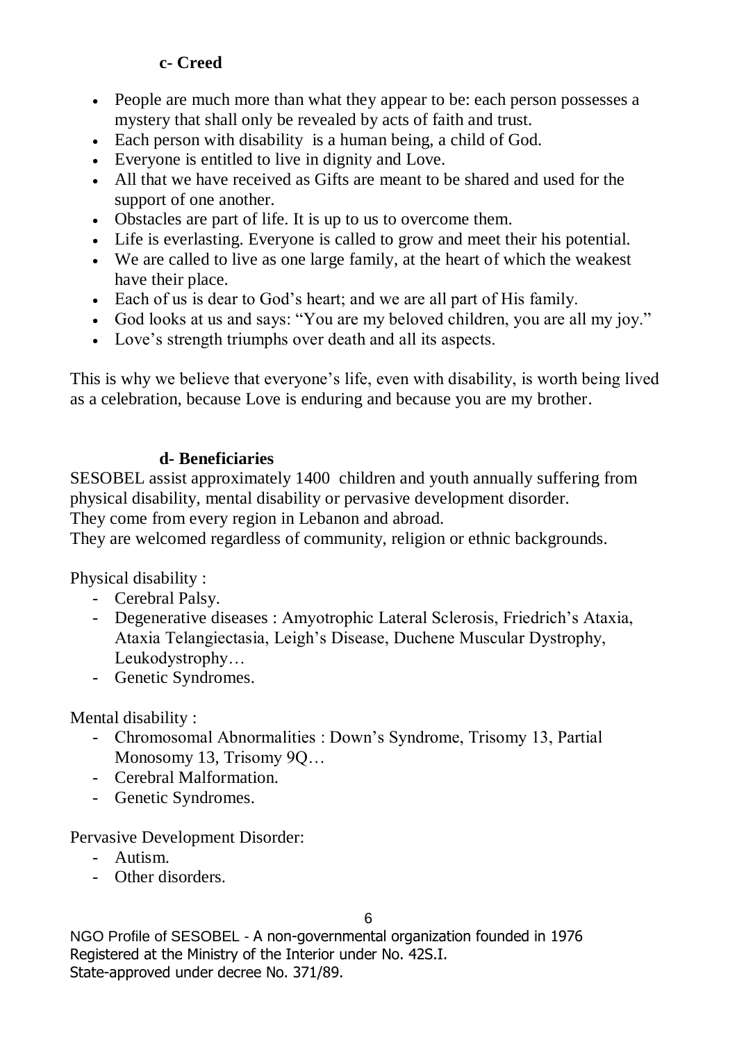### c- Creed

- People are much more than what they appear to be: each person possesses a mystery that shall only be revealed by acts of faith and trust.
- Each person with disability is a human being, a child of God.
- Everyone is entitled to live in dignity and Love.
- All that we have received as Gifts are meant to be shared and used for the support of one another.
- Obstacles are part of life. It is up to us to overcome them.
- Life is everlasting. Everyone is called to grow and meet their his potential.
- We are called to live as one large family, at the heart of which the weakest have their place.
- Each of us is dear to God's heart; and we are all part of His family.
- God looks at us and says: "You are my beloved children, you are all my joy."
- Love's strength triumphs over death and all its aspects.

This is why we believe that everyone's life, even with disability, is worth being lived as a celebration, because Love is enduring and because you are my brother.

### d- Beneficiaries

SESOBEL assist approximately 1400 children and youth annually suffering from physical disability, mental disability or pervasive development disorder.
They come from every region in Lebanon and abroad.
They are welcomed regardless of community, religion or ethnic backgrounds.

Physical disability :

- Cerebral Palsy.
- Degenerative diseases : Amyotrophic Lateral Sclerosis, Friedrich's Ataxia, Ataxia Telangiectasia, Leigh's Disease, Duchene Muscular Dystrophy, Leukodystrophy…
- Genetic Syndromes.

Mental disability :

- Chromosomal Abnormalities : Down's Syndrome, Trisomy 13, Partial Monosomy 13, Trisomy 9Q…
- Cerebral Malformation.
- Genetic Syndromes.

Pervasive Development Disorder:

- Autism.
- Other disorders.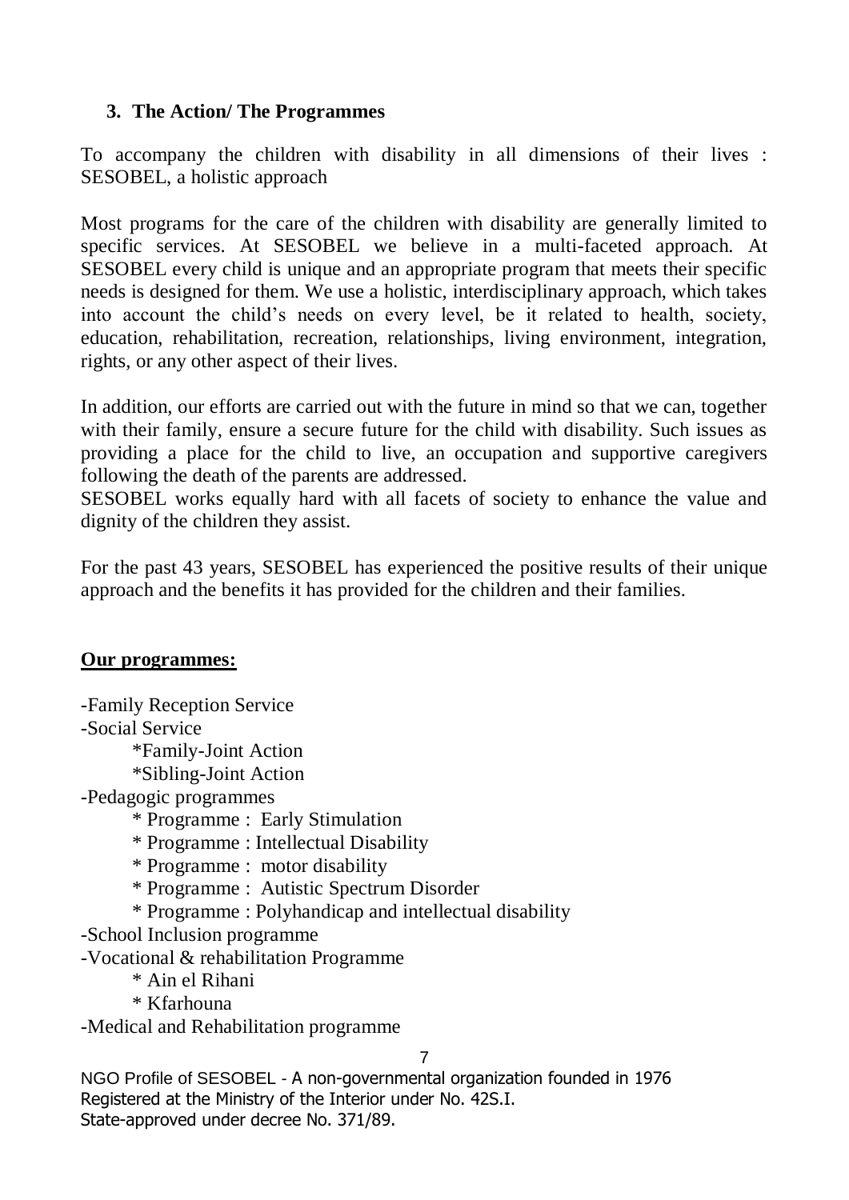### 3. The Action/ The Programmes

To accompany the children with disability in all dimensions of their lives : SESOBEL, a holistic approach

Most programs for the care of the children with disability are generally limited to specific services. At SESOBEL we believe in a multi-faceted approach. At SESOBEL every child is unique and an appropriate program that meets their specific needs is designed for them. We use a holistic, interdisciplinary approach, which takes into account the child's needs on every level, be it related to health, society, education, rehabilitation, recreation, relationships, living environment, integration, rights, or any other aspect of their lives.

In addition, our efforts are carried out with the future in mind so that we can, together with their family, ensure a secure future for the child with disability. Such issues as providing a place for the child to live, an occupation and supportive caregivers following the death of the parents are addressed.
SESOBEL works equally hard with all facets of society to enhance the value and dignity of the children they assist.

For the past 43 years, SESOBEL has experienced the positive results of their unique approach and the benefits it has provided for the children and their families.

**Our programmes:**

- Family Reception Service
- Social Service
    - Family-Joint Action
    - Sibling-Joint Action
- Pedagogic programmes
    - Programme : Early Stimulation
    - Programme : Intellectual Disability
    - Programme : motor disability
    - Programme : Autistic Spectrum Disorder
    - Programme : Polyhandicap and intellectual disability
- School Inclusion programme
- Vocational & rehabilitation Programme
    - Ain el Rihani
    - Kfarhouna
- Medical and Rehabilitation programme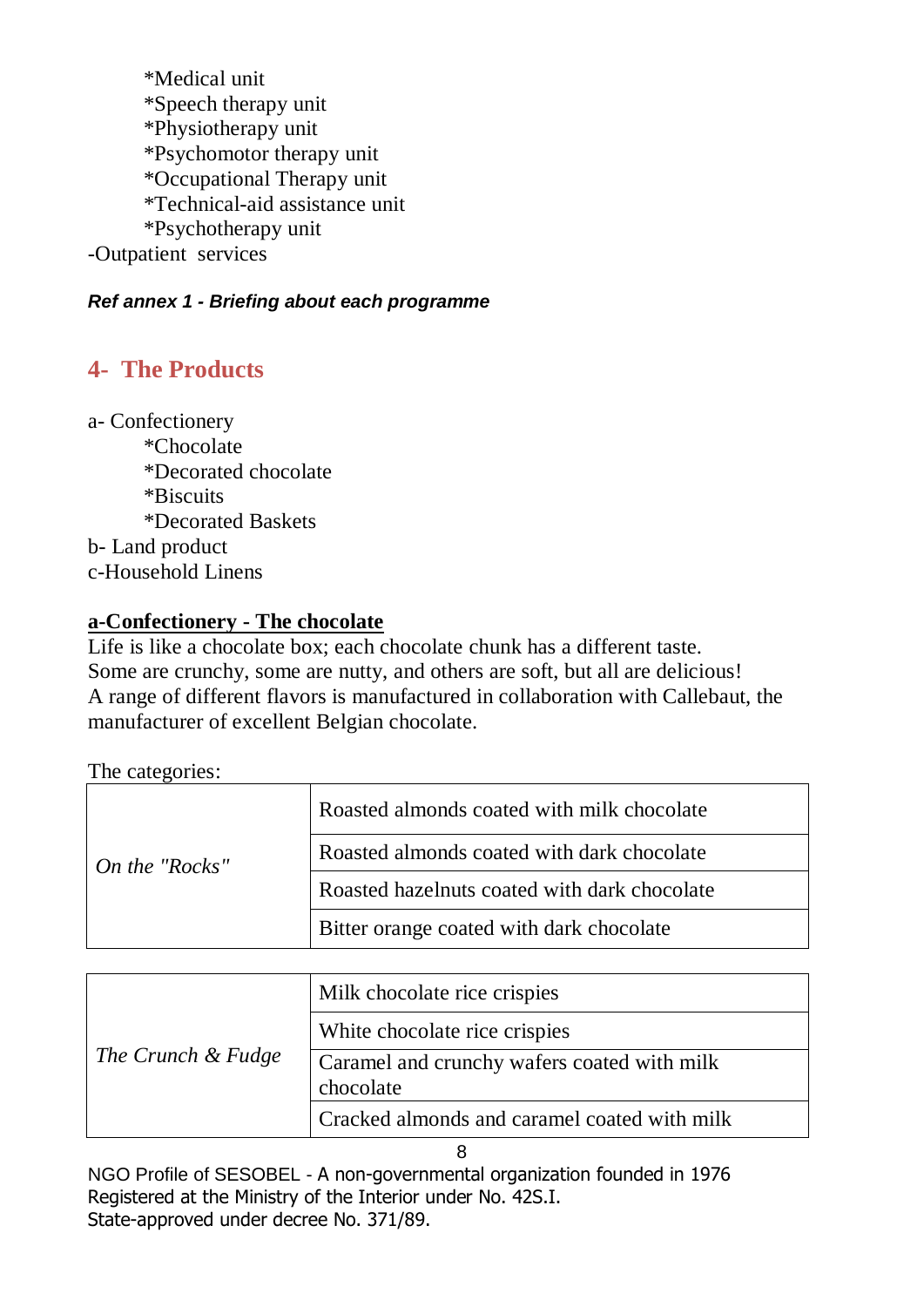*Medical unit
*Speech therapy unit
*Physiotherapy unit
*Psychomotor therapy unit
*Occupational Therapy unit
*Technical-aid assistance unit
*Psychotherapy unit

-Outpatient services

***Ref annex 1 - Briefing about each programme***

## 4- The Products

a- Confectionery
*Chocolate
*Decorated chocolate
*Biscuits
*Decorated Baskets

b- Land product

c-Household Linens

**a-Confectionery - The chocolate**

Life is like a chocolate box; each chocolate chunk has a different taste.
Some are crunchy, some are nutty, and others are soft, but all are delicious!
A range of different flavors is manufactured in collaboration with Callebaut, the manufacturer of excellent Belgian chocolate.

The categories:

| | |
|---|---|
| *On the "Rocks"* | Roasted almonds coated with milk chocolate |
| | Roasted almonds coated with dark chocolate |
| | Roasted hazelnuts coated with dark chocolate |
| | Bitter orange coated with dark chocolate |

| | |
|---|---|
| *The Crunch & Fudge* | Milk chocolate rice crispies |
| | White chocolate rice crispies |
| | Caramel and crunchy wafers coated with milk chocolate |
| | Cracked almonds and caramel coated with milk |

NGO Profile of SESOBEL - A non-governmental organization founded in 1976
Registered at the Ministry of the Interior under No. 42S.I.
State-approved under decree No. 371/89.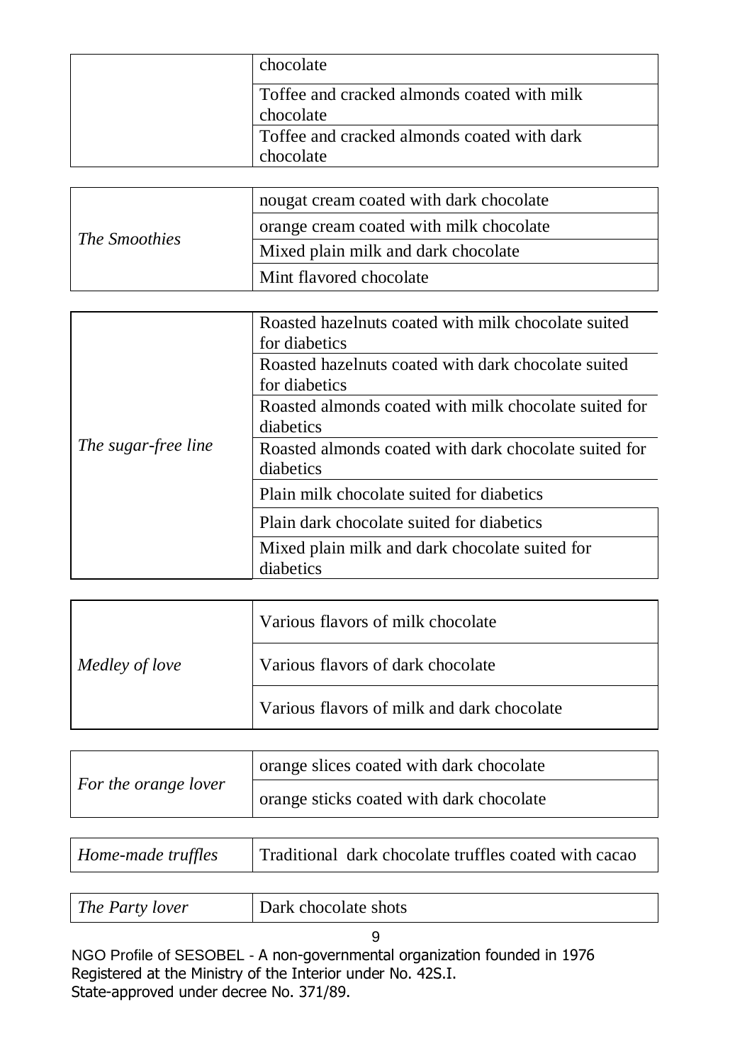| | |
|---|---|
| | chocolate |
| | Toffee and cracked almonds coated with milk chocolate |
| | Toffee and cracked almonds coated with dark chocolate |

| | |
|---|---|
| *The Smoothies* | nougat cream coated with dark chocolate |
| | orange cream coated with milk chocolate |
| | Mixed plain milk and dark chocolate |
| | Mint flavored chocolate |

| | |
|---|---|
| *The sugar-free line* | Roasted hazelnuts coated with milk chocolate suited for diabetics |
| | Roasted hazelnuts coated with dark chocolate suited for diabetics |
| | Roasted almonds coated with milk chocolate suited for diabetics |
| | Roasted almonds coated with dark chocolate suited for diabetics |
| | Plain milk chocolate suited for diabetics |
| | Plain dark chocolate suited for diabetics |
| | Mixed plain milk and dark chocolate suited for diabetics |

| | |
|---|---|
| *Medley of love* | Various flavors of milk chocolate |
| | Various flavors of dark chocolate |
| | Various flavors of milk and dark chocolate |

| | |
|---|---|
| *For the orange lover* | orange slices coated with dark chocolate |
| | orange sticks coated with dark chocolate |

| | |
|---|---|
| *Home-made truffles* | Traditional dark chocolate truffles coated with cacao |

| | |
|---|---|
| *The Party lover* | Dark chocolate shots |

NGO Profile of SESOBEL - A non-governmental organization founded in 1976
Registered at the Ministry of the Interior under No. 42S.I.
State-approved under decree No. 371/89.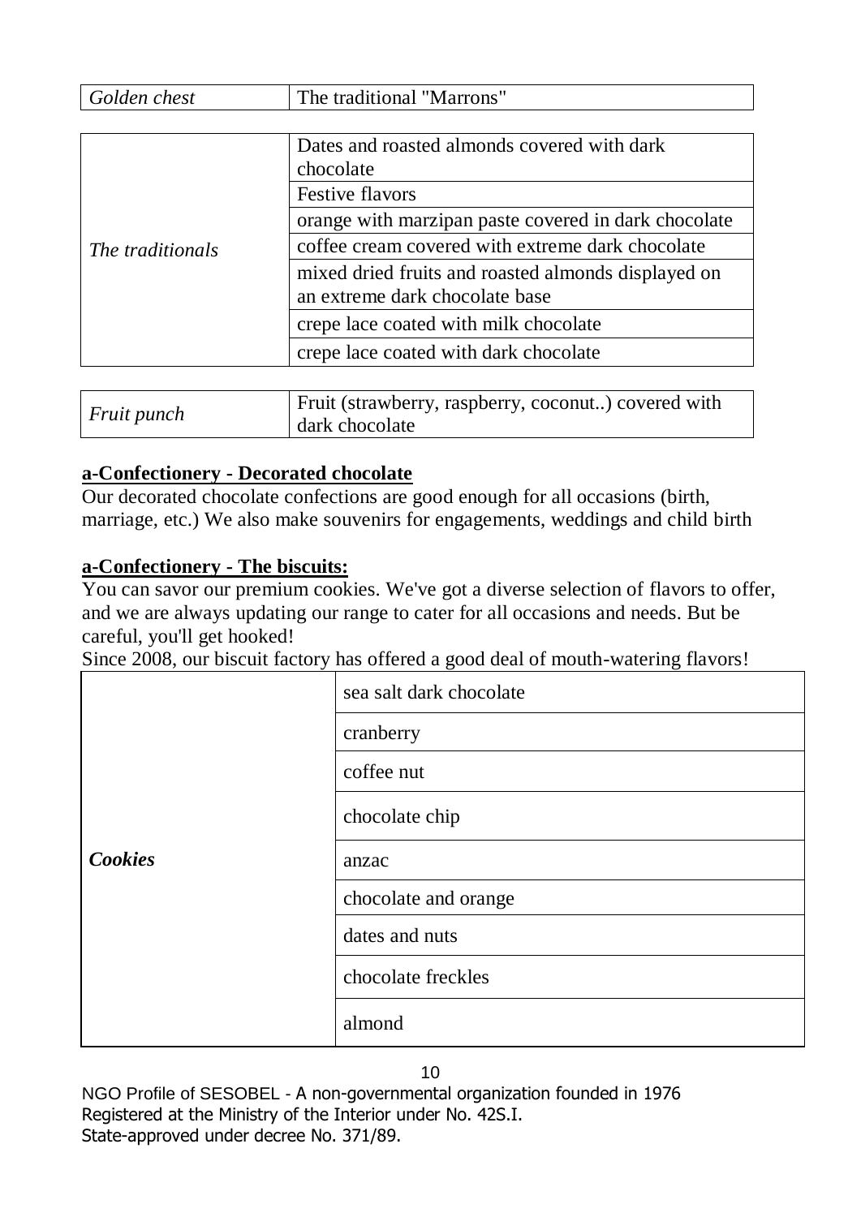| | |
|---|---|
| *Golden chest* | The traditional "Marrons" |

| | |
|---|---|
| *The traditionals* | Dates and roasted almonds covered with dark chocolate |
| | Festive flavors |
| | orange with marzipan paste covered in dark chocolate |
| | coffee cream covered with extreme dark chocolate |
| | mixed dried fruits and roasted almonds displayed on an extreme dark chocolate base |
| | crepe lace coated with milk chocolate |
| | crepe lace coated with dark chocolate |

| | |
|---|---|
| *Fruit punch* | Fruit (strawberry, raspberry, coconut..) covered with dark chocolate |

**a-Confectionery - Decorated chocolate**

Our decorated chocolate confections are good enough for all occasions (birth, marriage, etc.) We also make souvenirs for engagements, weddings and child birth

**a-Confectionery - The biscuits:**

You can savor our premium cookies. We've got a diverse selection of flavors to offer, and we are always updating our range to cater for all occasions and needs. But be careful, you'll get hooked!

Since 2008, our biscuit factory has offered a good deal of mouth-watering flavors!

| | |
|---|---|
| ***Cookies*** | sea salt dark chocolate |
| | cranberry |
| | coffee nut |
| | chocolate chip |
| | anzac |
| | chocolate and orange |
| | dates and nuts |
| | chocolate freckles |
| | almond |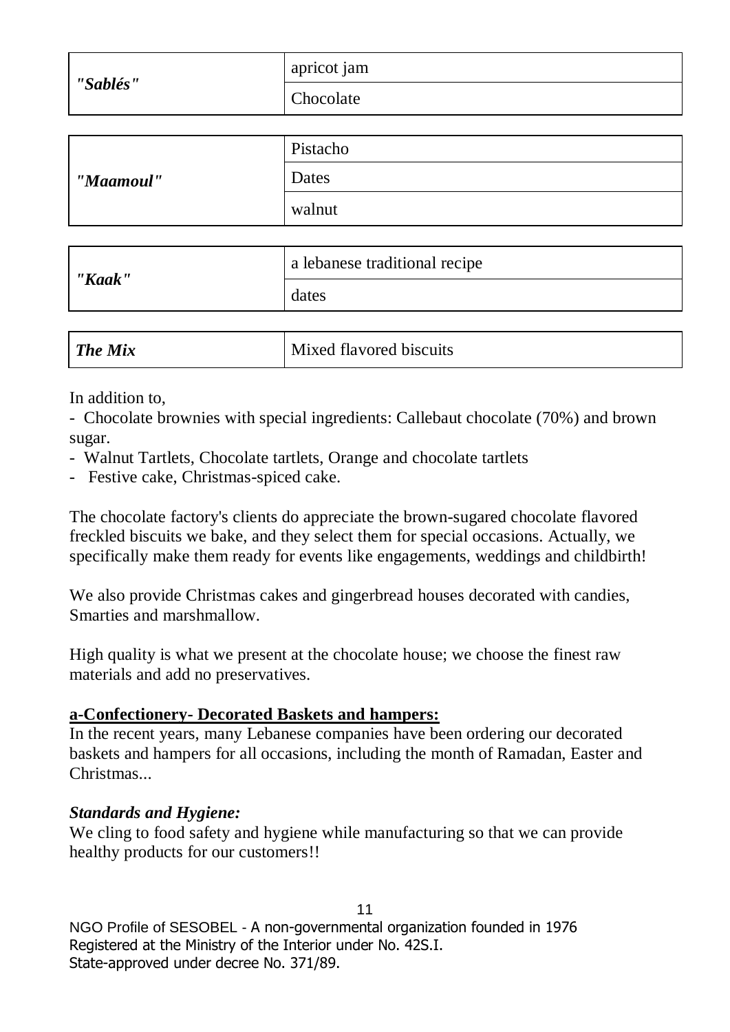| | |
|---|---|
| ***"Sablés"*** | apricot jam |
| | Chocolate |

| | |
|---|---|
| ***"Maamoul"*** | Pistacho |
| | Dates |
| | walnut |

| | |
|---|---|
| ***"Kaak"*** | a lebanese traditional recipe |
| | dates |

| | |
|---|---|
| ***The Mix*** | Mixed flavored biscuits |

In addition to,

- Chocolate brownies with special ingredients: Callebaut chocolate (70%) and brown sugar.
- Walnut Tartlets, Chocolate tartlets, Orange and chocolate tartlets
- Festive cake, Christmas-spiced cake.

The chocolate factory's clients do appreciate the brown-sugared chocolate flavored freckled biscuits we bake, and they select them for special occasions. Actually, we specifically make them ready for events like engagements, weddings and childbirth!

We also provide Christmas cakes and gingerbread houses decorated with candies, Smarties and marshmallow.

High quality is what we present at the chocolate house; we choose the finest raw materials and add no preservatives.

**a-Confectionery- Decorated Baskets and hampers:**

In the recent years, many Lebanese companies have been ordering our decorated baskets and hampers for all occasions, including the month of Ramadan, Easter and Christmas...

***Standards and Hygiene:***

We cling to food safety and hygiene while manufacturing so that we can provide healthy products for our customers!!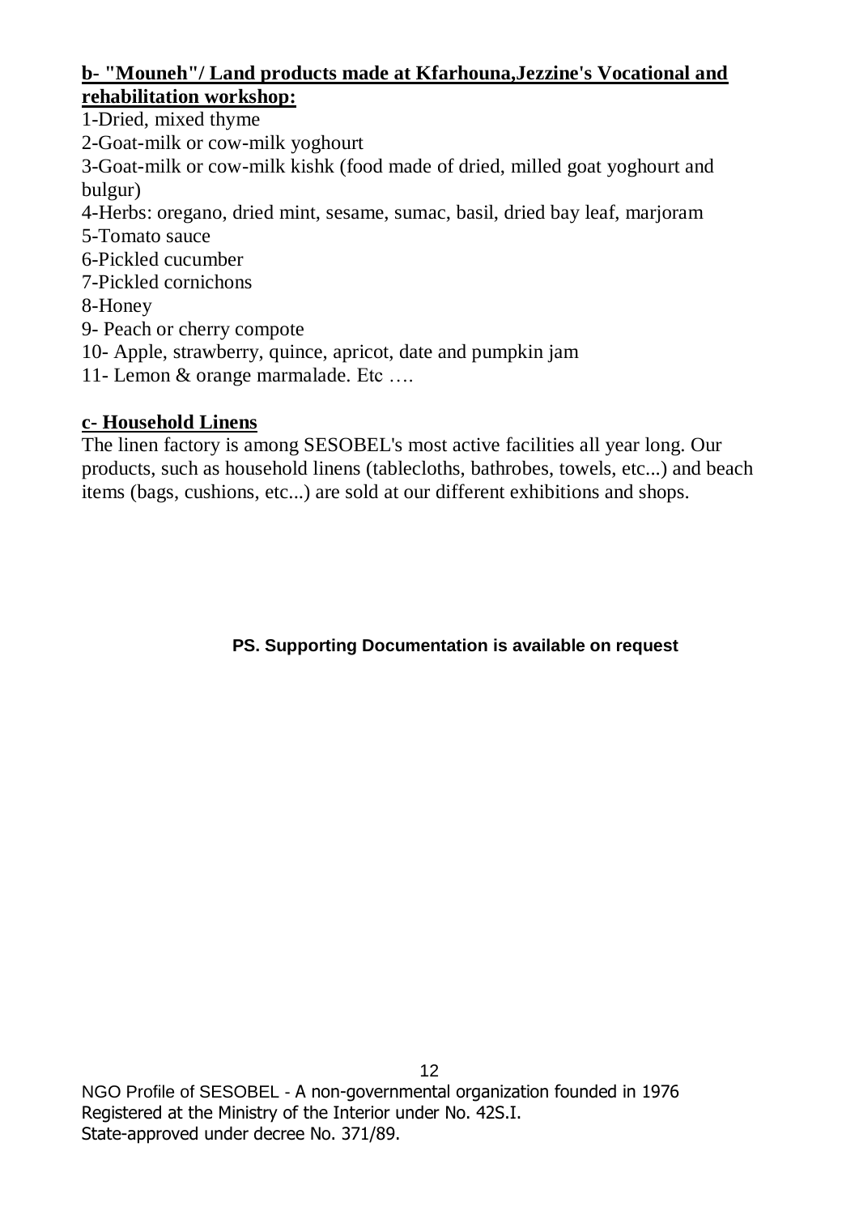**b- "Mouneh"/ Land products made at Kfarhouna,Jezzine's Vocational and rehabilitation workshop:**

1-Dried, mixed thyme
2-Goat-milk or cow-milk yoghourt
3-Goat-milk or cow-milk kishk (food made of dried, milled goat yoghourt and bulgur)
4-Herbs: oregano, dried mint, sesame, sumac, basil, dried bay leaf, marjoram
5-Tomato sauce
6-Pickled cucumber
7-Pickled cornichons
8-Honey
9- Peach or cherry compote
10- Apple, strawberry, quince, apricot, date and pumpkin jam
11- Lemon & orange marmalade. Etc ….

**c- Household Linens**

The linen factory is among SESOBEL's most active facilities all year long. Our products, such as household linens (tablecloths, bathrobes, towels, etc...) and beach items (bags, cushions, etc...) are sold at our different exhibitions and shops.

**PS. Supporting Documentation is available on request**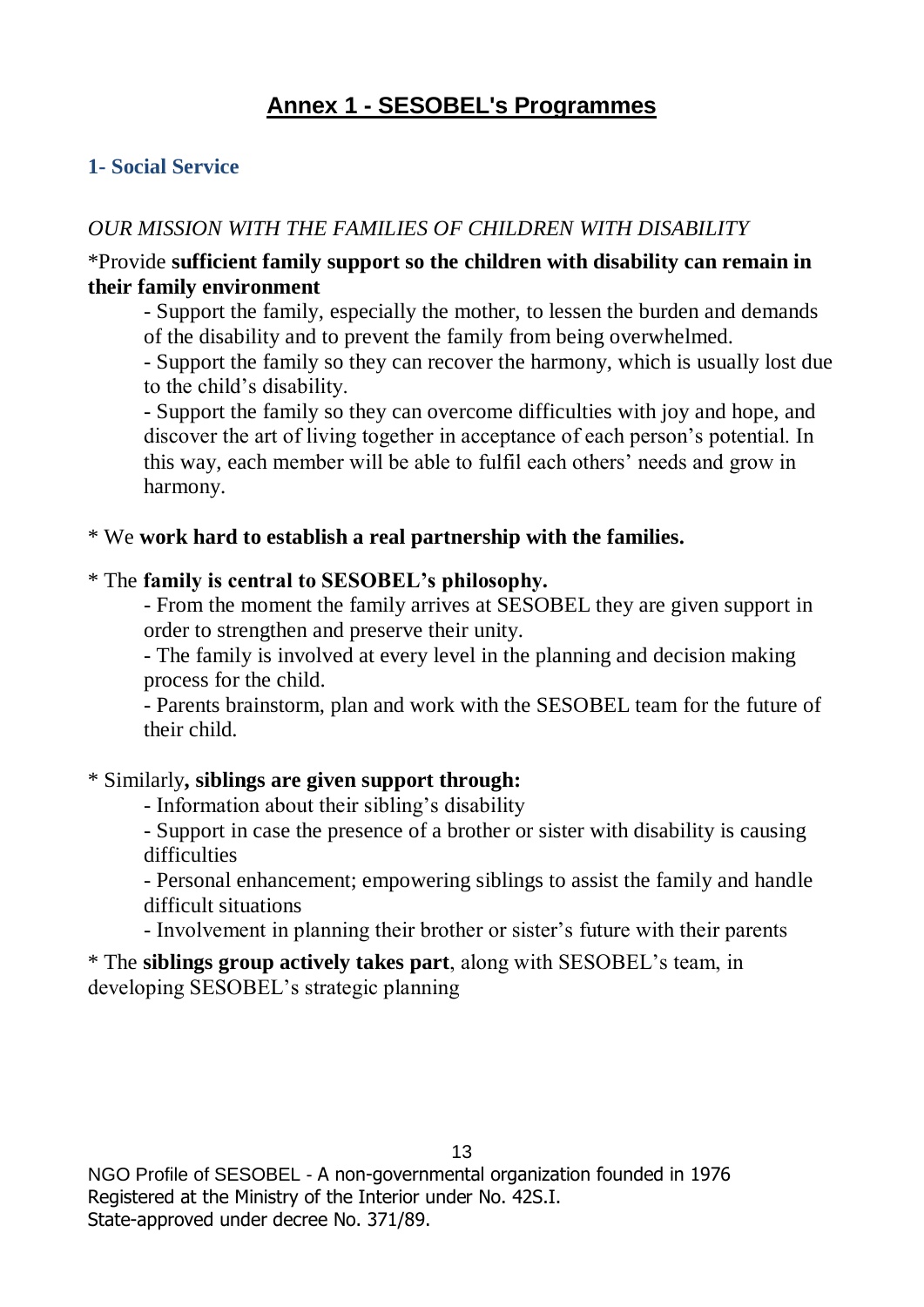# Annex 1 - SESOBEL's Programmes

## 1- Social Service

*OUR MISSION WITH THE FAMILIES OF CHILDREN WITH DISABILITY*

*Provide **sufficient family support so the children with disability can remain in their family environment**

- Support the family, especially the mother, to lessen the burden and demands of the disability and to prevent the family from being overwhelmed.
- Support the family so they can recover the harmony, which is usually lost due to the child's disability.
- Support the family so they can overcome difficulties with joy and hope, and discover the art of living together in acceptance of each person's potential. In this way, each member will be able to fulfil each others' needs and grow in harmony.

* We **work hard to establish a real partnership with the families.**

* The **family is central to SESOBEL's philosophy.**

- From the moment the family arrives at SESOBEL they are given support in order to strengthen and preserve their unity.
- The family is involved at every level in the planning and decision making process for the child.
- Parents brainstorm, plan and work with the SESOBEL team for the future of their child.

* Similarly**, siblings are given support through:**

- Information about their sibling's disability
- Support in case the presence of a brother or sister with disability is causing difficulties
- Personal enhancement; empowering siblings to assist the family and handle difficult situations
- Involvement in planning their brother or sister's future with their parents

* The **siblings group actively takes part**, along with SESOBEL's team, in developing SESOBEL's strategic planning

NGO Profile of SESOBEL - A non-governmental organization founded in 1976
Registered at the Ministry of the Interior under No. 42S.I.
State-approved under decree No. 371/89.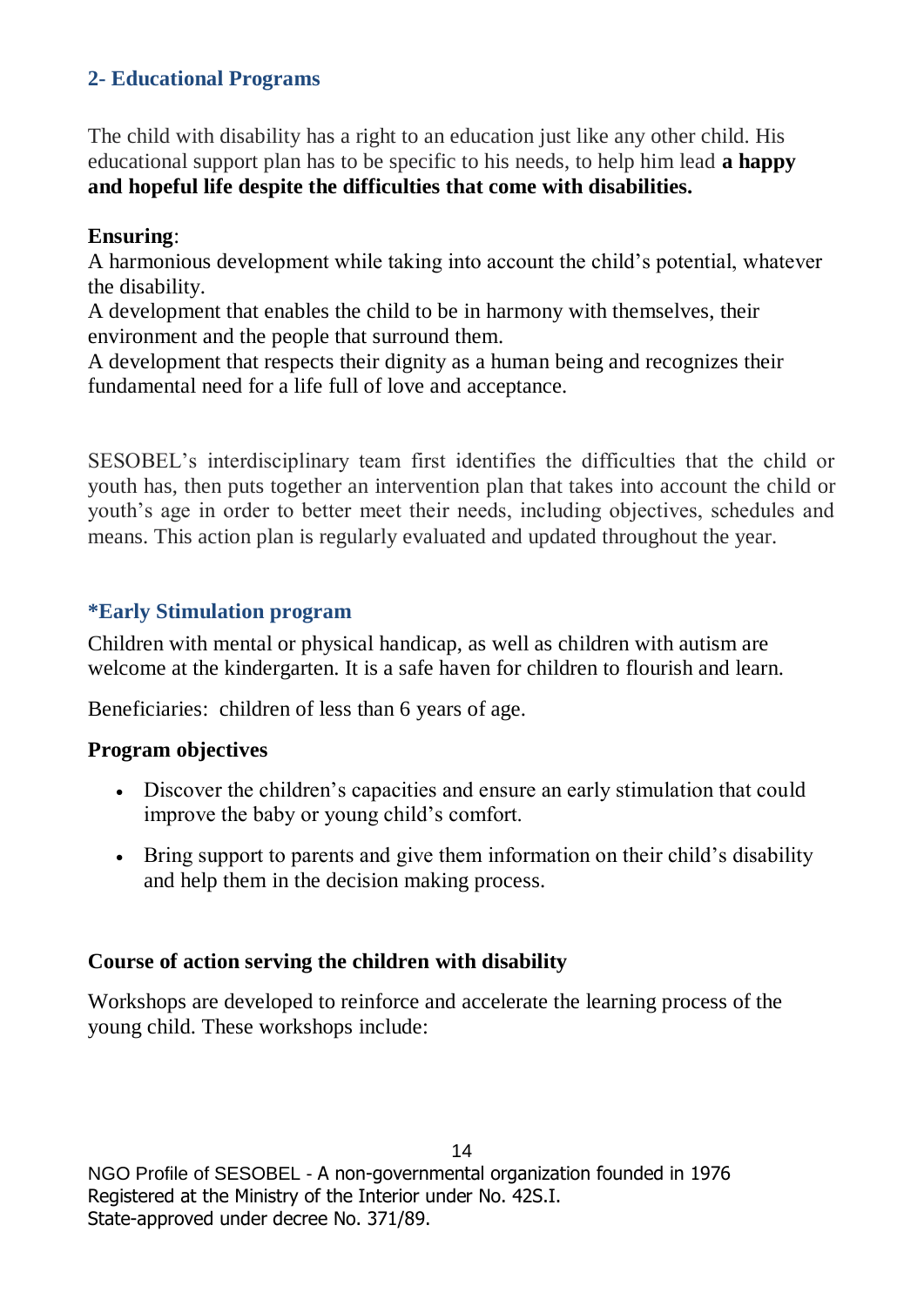## 2- Educational Programs

The child with disability has a right to an education just like any other child. His educational support plan has to be specific to his needs, to help him lead **a happy and hopeful life despite the difficulties that come with disabilities.**

**Ensuring**:
A harmonious development while taking into account the child's potential, whatever the disability.
A development that enables the child to be in harmony with themselves, their environment and the people that surround them.
A development that respects their dignity as a human being and recognizes their fundamental need for a life full of love and acceptance.

SESOBEL's interdisciplinary team first identifies the difficulties that the child or youth has, then puts together an intervention plan that takes into account the child or youth's age in order to better meet their needs, including objectives, schedules and means. This action plan is regularly evaluated and updated throughout the year.

### *Early Stimulation program

Children with mental or physical handicap, as well as children with autism are welcome at the kindergarten. It is a safe haven for children to flourish and learn.

Beneficiaries: children of less than 6 years of age.

**Program objectives**

- Discover the children's capacities and ensure an early stimulation that could improve the baby or young child's comfort.
- Bring support to parents and give them information on their child's disability and help them in the decision making process.

**Course of action serving the children with disability**

Workshops are developed to reinforce and accelerate the learning process of the young child. These workshops include: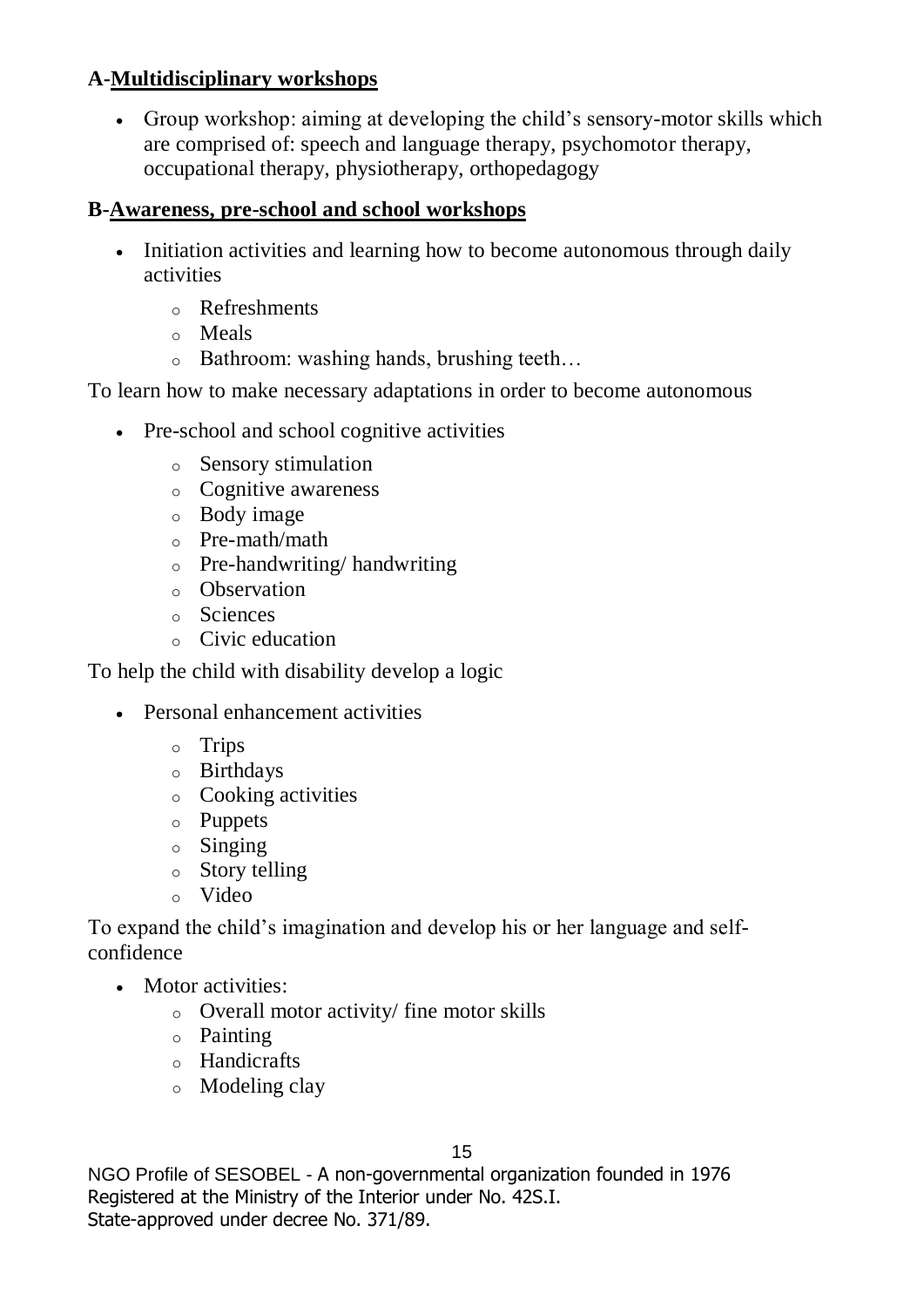**A-<u>Multidisciplinary workshops</u>**

- Group workshop: aiming at developing the child's sensory-motor skills which are comprised of: speech and language therapy, psychomotor therapy, occupational therapy, physiotherapy, orthopedagogy

**B-<u>Awareness, pre-school and school workshops</u>**

- Initiation activities and learning how to become autonomous through daily activities
  - Refreshments
  - Meals
  - Bathroom: washing hands, brushing teeth…

To learn how to make necessary adaptations in order to become autonomous

- Pre-school and school cognitive activities
  - Sensory stimulation
  - Cognitive awareness
  - Body image
  - Pre-math/math
  - Pre-handwriting/ handwriting
  - Observation
  - Sciences
  - Civic education

To help the child with disability develop a logic

- Personal enhancement activities
  - Trips
  - Birthdays
  - Cooking activities
  - Puppets
  - Singing
  - Story telling
  - Video

To expand the child's imagination and develop his or her language and self-confidence

- Motor activities:
  - Overall motor activity/ fine motor skills
  - Painting
  - Handicrafts
  - Modeling clay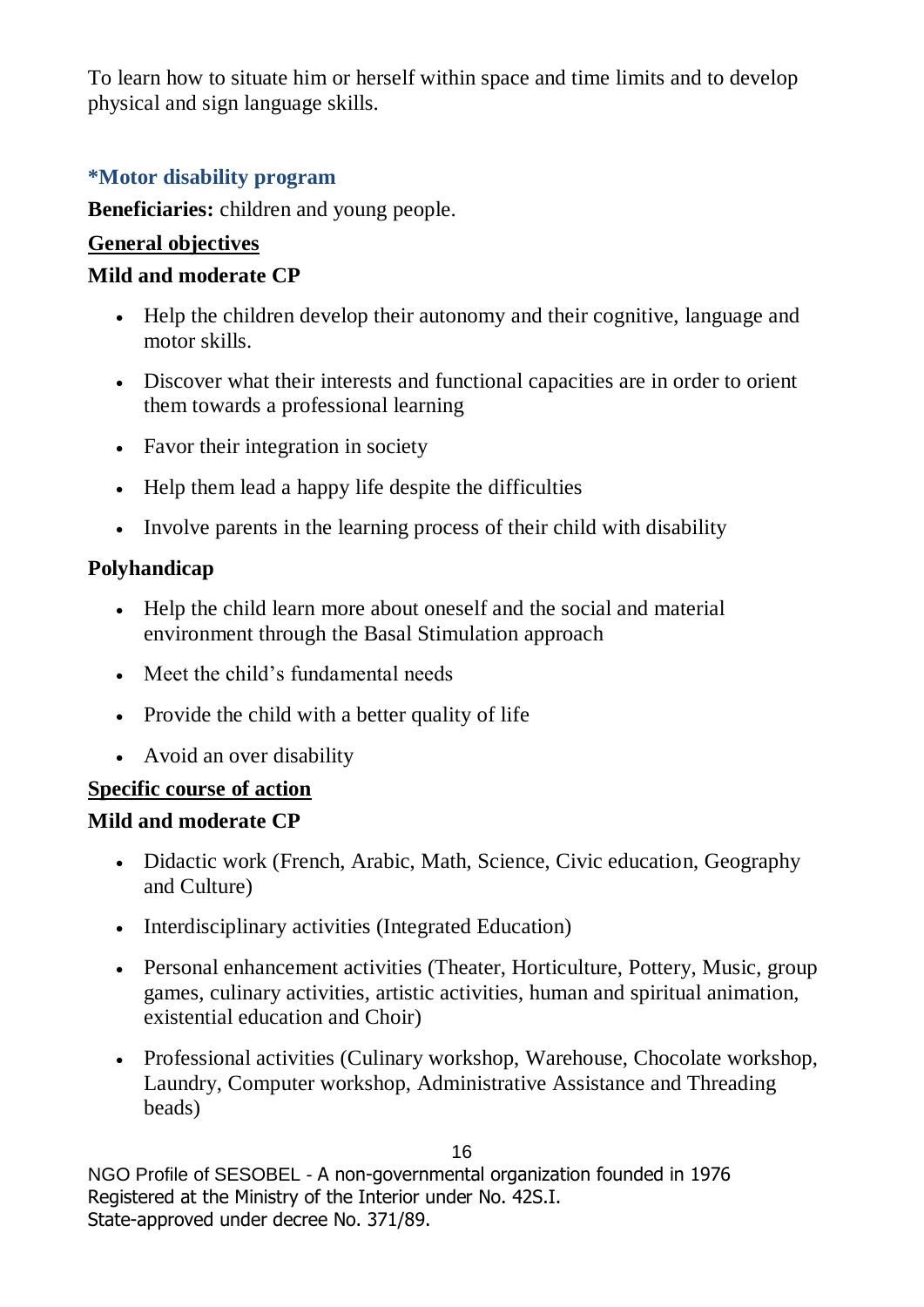To learn how to situate him or herself within space and time limits and to develop physical and sign language skills.

### *Motor disability program

**Beneficiaries:** children and young people.

**General objectives**

**Mild and moderate CP**

- Help the children develop their autonomy and their cognitive, language and motor skills.
- Discover what their interests and functional capacities are in order to orient them towards a professional learning
- Favor their integration in society
- Help them lead a happy life despite the difficulties
- Involve parents in the learning process of their child with disability

**Polyhandicap**

- Help the child learn more about oneself and the social and material environment through the Basal Stimulation approach
- Meet the child's fundamental needs
- Provide the child with a better quality of life
- Avoid an over disability

**Specific course of action**

**Mild and moderate CP**

- Didactic work (French, Arabic, Math, Science, Civic education, Geography and Culture)
- Interdisciplinary activities (Integrated Education)
- Personal enhancement activities (Theater, Horticulture, Pottery, Music, group games, culinary activities, artistic activities, human and spiritual animation, existential education and Choir)
- Professional activities (Culinary workshop, Warehouse, Chocolate workshop, Laundry, Computer workshop, Administrative Assistance and Threading beads)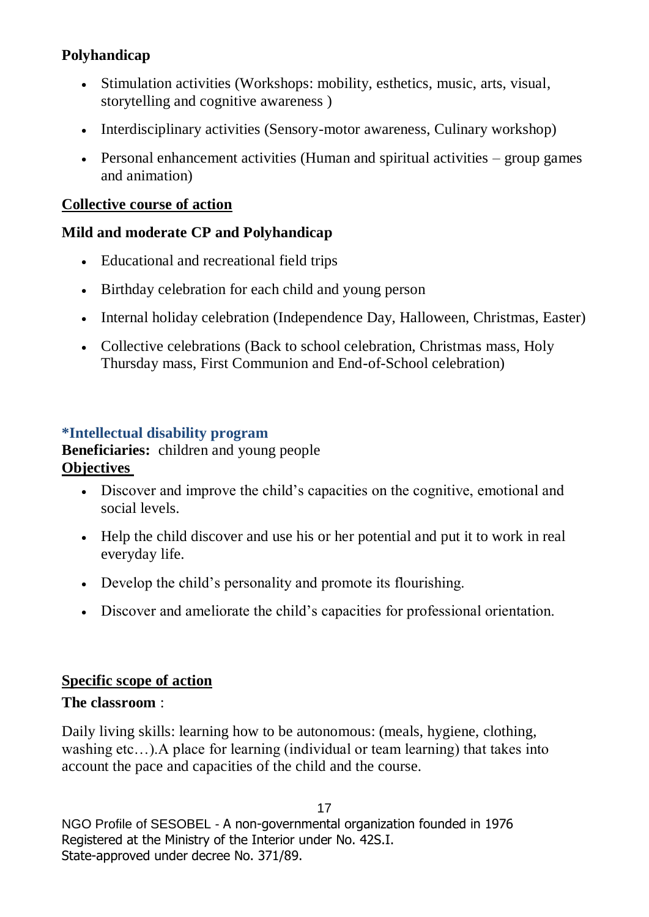**Polyhandicap**

- Stimulation activities (Workshops: mobility, esthetics, music, arts, visual, storytelling and cognitive awareness )
- Interdisciplinary activities (Sensory-motor awareness, Culinary workshop)
- Personal enhancement activities (Human and spiritual activities – group games and animation)

**Collective course of action**

**Mild and moderate CP and Polyhandicap**

- Educational and recreational field trips
- Birthday celebration for each child and young person
- Internal holiday celebration (Independence Day, Halloween, Christmas, Easter)
- Collective celebrations (Back to school celebration, Christmas mass, Holy Thursday mass, First Communion and End-of-School celebration)

### *Intellectual disability program

**Beneficiaries:** children and young people

**Objectives**

- Discover and improve the child's capacities on the cognitive, emotional and social levels.
- Help the child discover and use his or her potential and put it to work in real everyday life.
- Develop the child's personality and promote its flourishing.
- Discover and ameliorate the child's capacities for professional orientation.

**Specific scope of action**

**The classroom** :

Daily living skills: learning how to be autonomous: (meals, hygiene, clothing, washing etc…).A place for learning (individual or team learning) that takes into account the pace and capacities of the child and the course.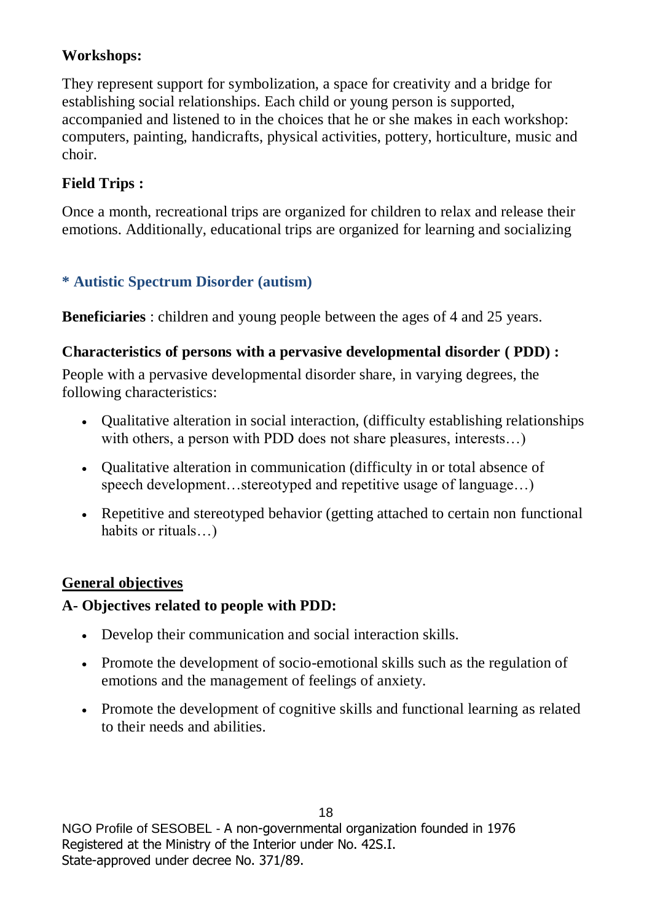**Workshops:**

They represent support for symbolization, a space for creativity and a bridge for establishing social relationships. Each child or young person is supported, accompanied and listened to in the choices that he or she makes in each workshop: computers, painting, handicrafts, physical activities, pottery, horticulture, music and choir.

**Field Trips :**

Once a month, recreational trips are organized for children to relax and release their emotions. Additionally, educational trips are organized for learning and socializing

### * Autistic Spectrum Disorder (autism)

**Beneficiaries** : children and young people between the ages of 4 and 25 years.

**Characteristics of persons with a pervasive developmental disorder ( PDD) :**

People with a pervasive developmental disorder share, in varying degrees, the following characteristics:

- Qualitative alteration in social interaction, (difficulty establishing relationships with others, a person with PDD does not share pleasures, interests…)
- Qualitative alteration in communication (difficulty in or total absence of speech development…stereotyped and repetitive usage of language…)
- Repetitive and stereotyped behavior (getting attached to certain non functional habits or rituals…)

**General objectives**

**A- Objectives related to people with PDD:**

- Develop their communication and social interaction skills.
- Promote the development of socio-emotional skills such as the regulation of emotions and the management of feelings of anxiety.
- Promote the development of cognitive skills and functional learning as related to their needs and abilities.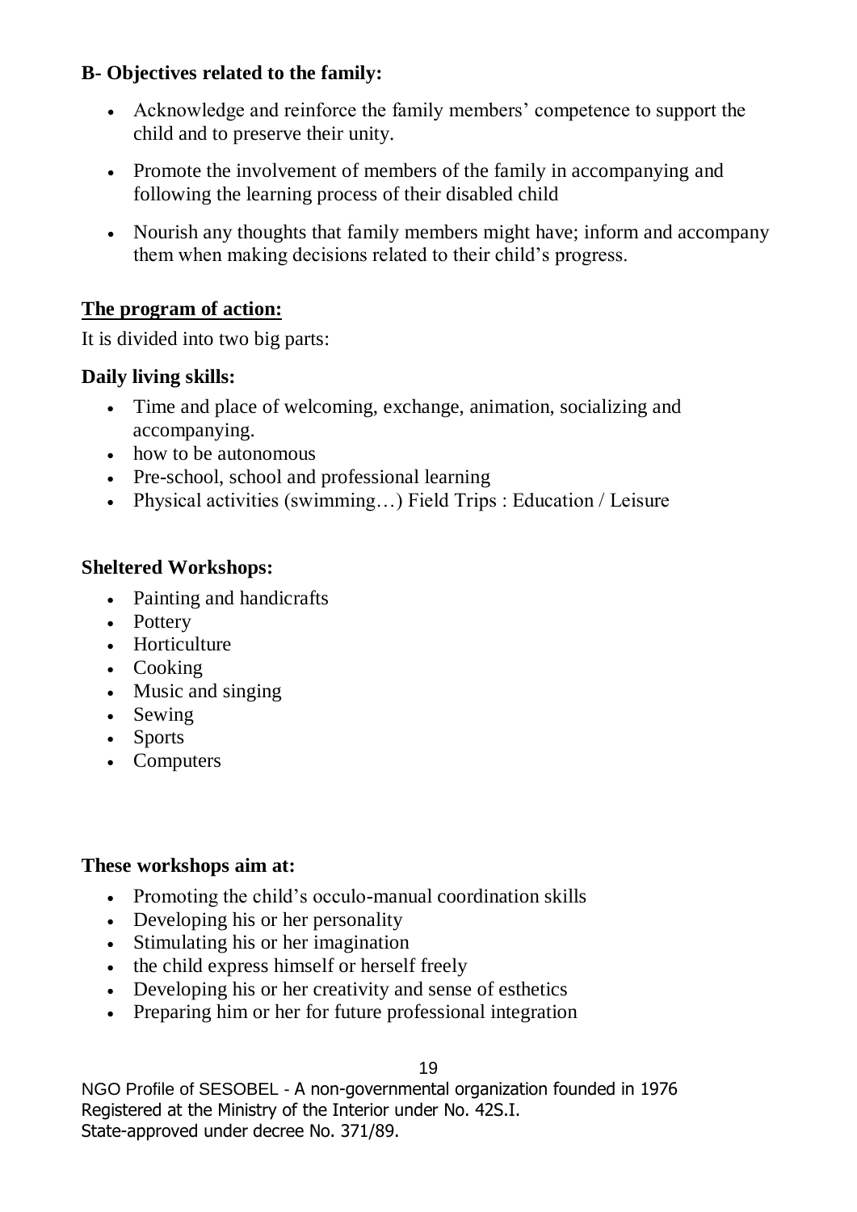**B- Objectives related to the family:**

- Acknowledge and reinforce the family members' competence to support the child and to preserve their unity.
- Promote the involvement of members of the family in accompanying and following the learning process of their disabled child
- Nourish any thoughts that family members might have; inform and accompany them when making decisions related to their child's progress.

**The program of action:**

It is divided into two big parts:

**Daily living skills:**

- Time and place of welcoming, exchange, animation, socializing and accompanying.
- how to be autonomous
- Pre-school, school and professional learning
- Physical activities (swimming…) Field Trips : Education / Leisure

**Sheltered Workshops:**

- Painting and handicrafts
- Pottery
- Horticulture
- Cooking
- Music and singing
- Sewing
- Sports
- Computers

**These workshops aim at:**

- Promoting the child's occulo-manual coordination skills
- Developing his or her personality
- Stimulating his or her imagination
- the child express himself or herself freely
- Developing his or her creativity and sense of esthetics
- Preparing him or her for future professional integration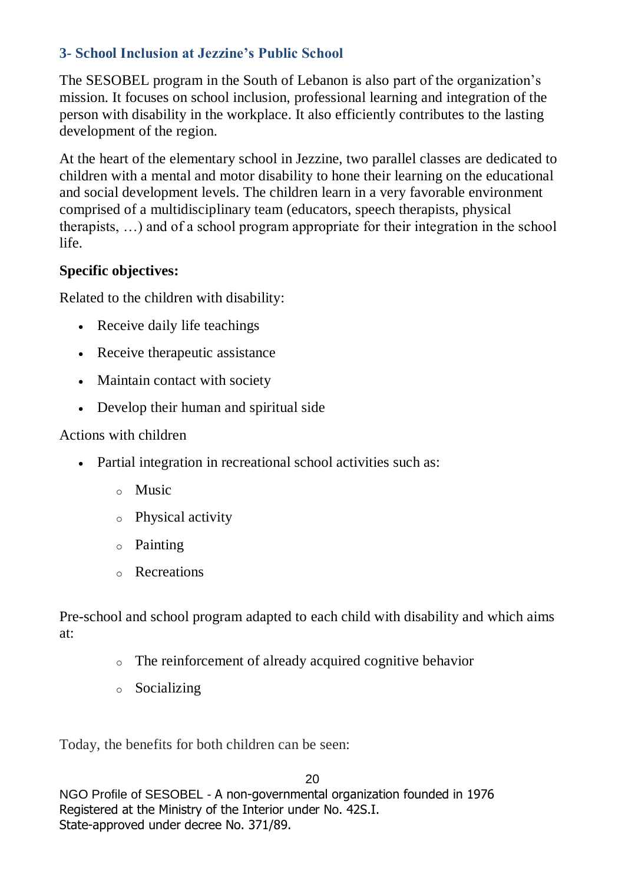### 3- School Inclusion at Jezzine's Public School

The SESOBEL program in the South of Lebanon is also part of the organization's mission. It focuses on school inclusion, professional learning and integration of the person with disability in the workplace. It also efficiently contributes to the lasting development of the region.

At the heart of the elementary school in Jezzine, two parallel classes are dedicated to children with a mental and motor disability to hone their learning on the educational and social development levels. The children learn in a very favorable environment comprised of a multidisciplinary team (educators, speech therapists, physical therapists, …) and of a school program appropriate for their integration in the school life.

**Specific objectives:**

Related to the children with disability:

- Receive daily life teachings
- Receive therapeutic assistance
- Maintain contact with society
- Develop their human and spiritual side

Actions with children

- Partial integration in recreational school activities such as:
  - Music
  - Physical activity
  - Painting
  - Recreations

Pre-school and school program adapted to each child with disability and which aims at:

- The reinforcement of already acquired cognitive behavior
- Socializing

Today, the benefits for both children can be seen: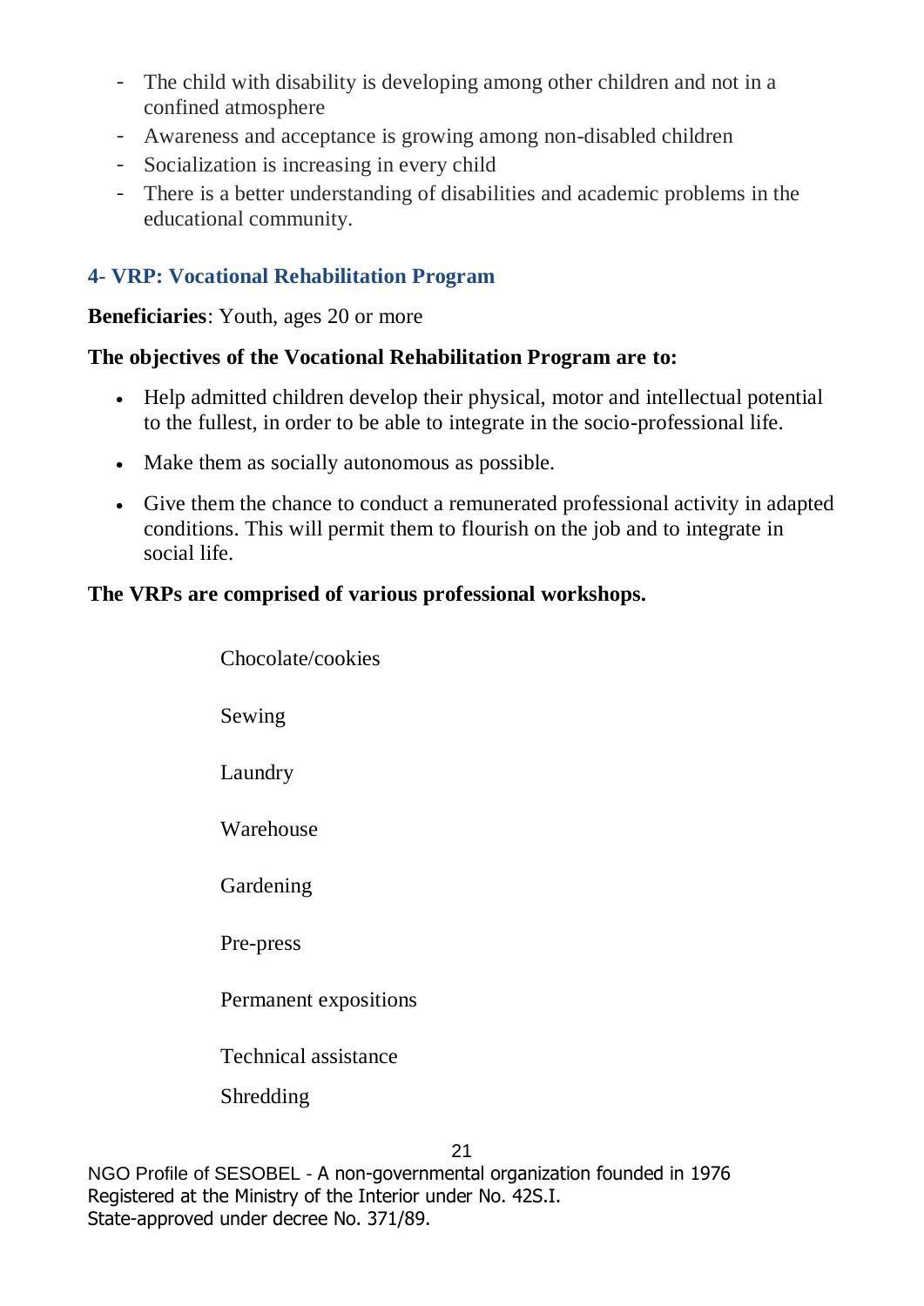- The child with disability is developing among other children and not in a confined atmosphere
- Awareness and acceptance is growing among non-disabled children
- Socialization is increasing in every child
- There is a better understanding of disabilities and academic problems in the educational community.

### 4- VRP: Vocational Rehabilitation Program

**Beneficiaries**: Youth, ages 20 or more

**The objectives of the Vocational Rehabilitation Program are to:**

- Help admitted children develop their physical, motor and intellectual potential to the fullest, in order to be able to integrate in the socio-professional life.
- Make them as socially autonomous as possible.
- Give them the chance to conduct a remunerated professional activity in adapted conditions. This will permit them to flourish on the job and to integrate in social life.

**The VRPs are comprised of various professional workshops.**

Chocolate/cookies

Sewing

Laundry

Warehouse

Gardening

Pre-press

Permanent expositions

Technical assistance

Shredding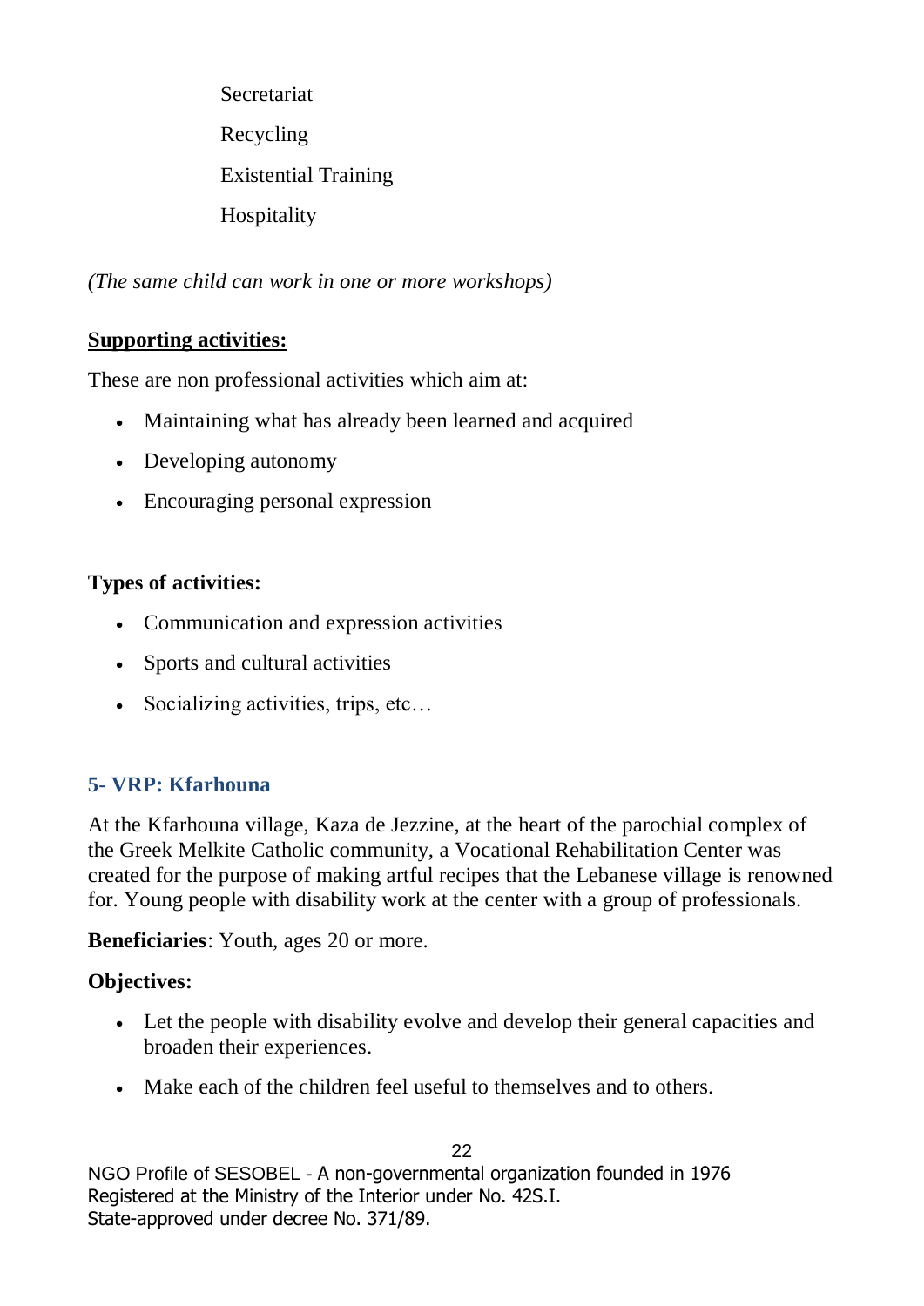Secretariat

Recycling

Existential Training

Hospitality

*(The same child can work in one or more workshops)*

**Supporting activities:**

These are non professional activities which aim at:

- Maintaining what has already been learned and acquired
- Developing autonomy
- Encouraging personal expression

**Types of activities:**

- Communication and expression activities
- Sports and cultural activities
- Socializing activities, trips, etc…

### 5- VRP: Kfarhouna

At the Kfarhouna village, Kaza de Jezzine, at the heart of the parochial complex of the Greek Melkite Catholic community, a Vocational Rehabilitation Center was created for the purpose of making artful recipes that the Lebanese village is renowned for. Young people with disability work at the center with a group of professionals.

**Beneficiaries**: Youth, ages 20 or more.

**Objectives:**

- Let the people with disability evolve and develop their general capacities and broaden their experiences.
- Make each of the children feel useful to themselves and to others.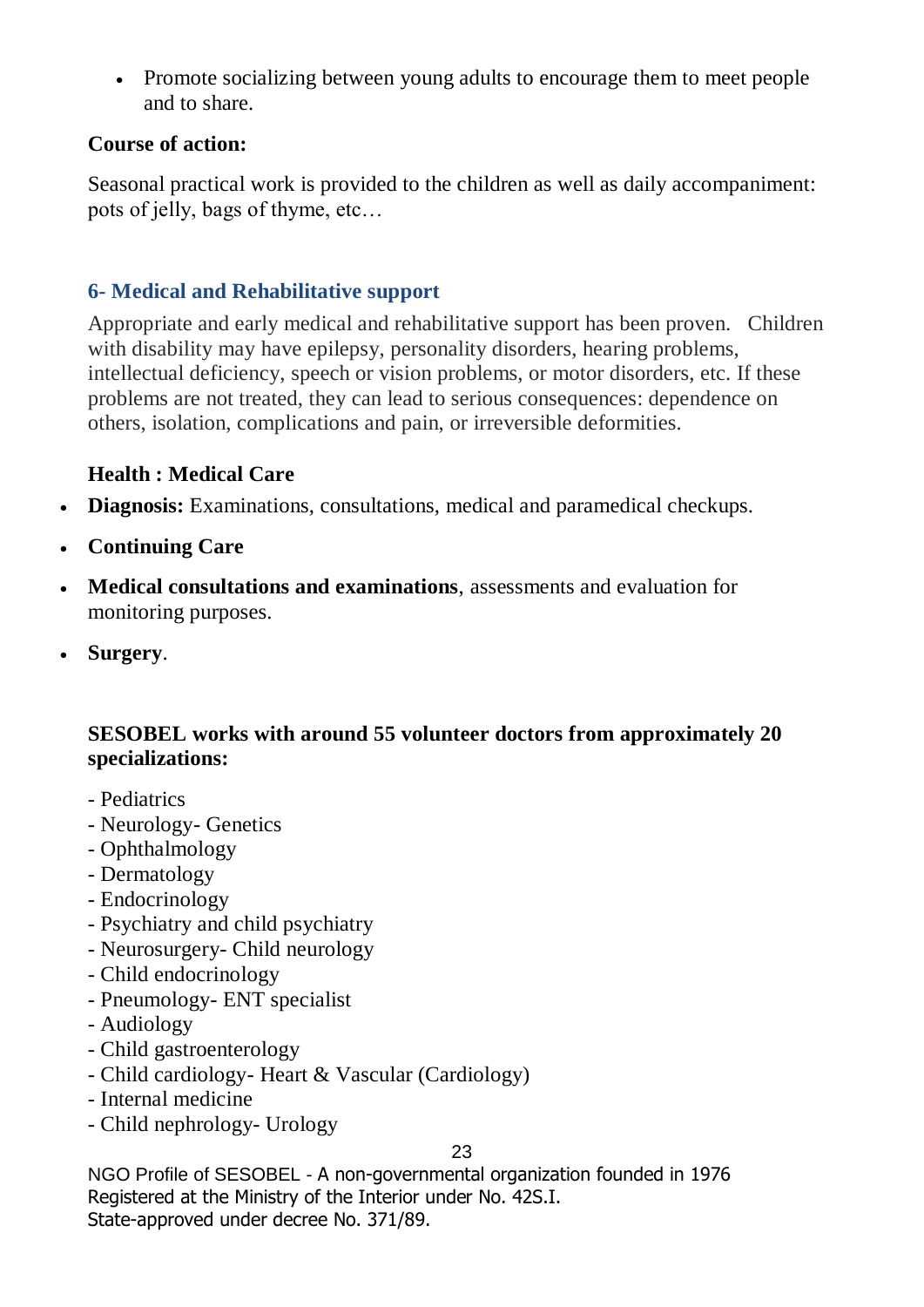- Promote socializing between young adults to encourage them to meet people and to share.

**Course of action:**

Seasonal practical work is provided to the children as well as daily accompaniment: pots of jelly, bags of thyme, etc…

## 6- Medical and Rehabilitative support

Appropriate and early medical and rehabilitative support has been proven. Children with disability may have epilepsy, personality disorders, hearing problems, intellectual deficiency, speech or vision problems, or motor disorders, etc. If these problems are not treated, they can lead to serious consequences: dependence on others, isolation, complications and pain, or irreversible deformities.

**Health : Medical Care**

- **Diagnosis:** Examinations, consultations, medical and paramedical checkups.
- **Continuing Care**
- **Medical consultations and examinations**, assessments and evaluation for monitoring purposes.
- **Surgery**.

**SESOBEL works with around 55 volunteer doctors from approximately 20 specializations:**

- Pediatrics
- Neurology- Genetics
- Ophthalmology
- Dermatology
- Endocrinology
- Psychiatry and child psychiatry
- Neurosurgery- Child neurology
- Child endocrinology
- Pneumology- ENT specialist
- Audiology
- Child gastroenterology
- Child cardiology- Heart & Vascular (Cardiology)
- Internal medicine
- Child nephrology- Urology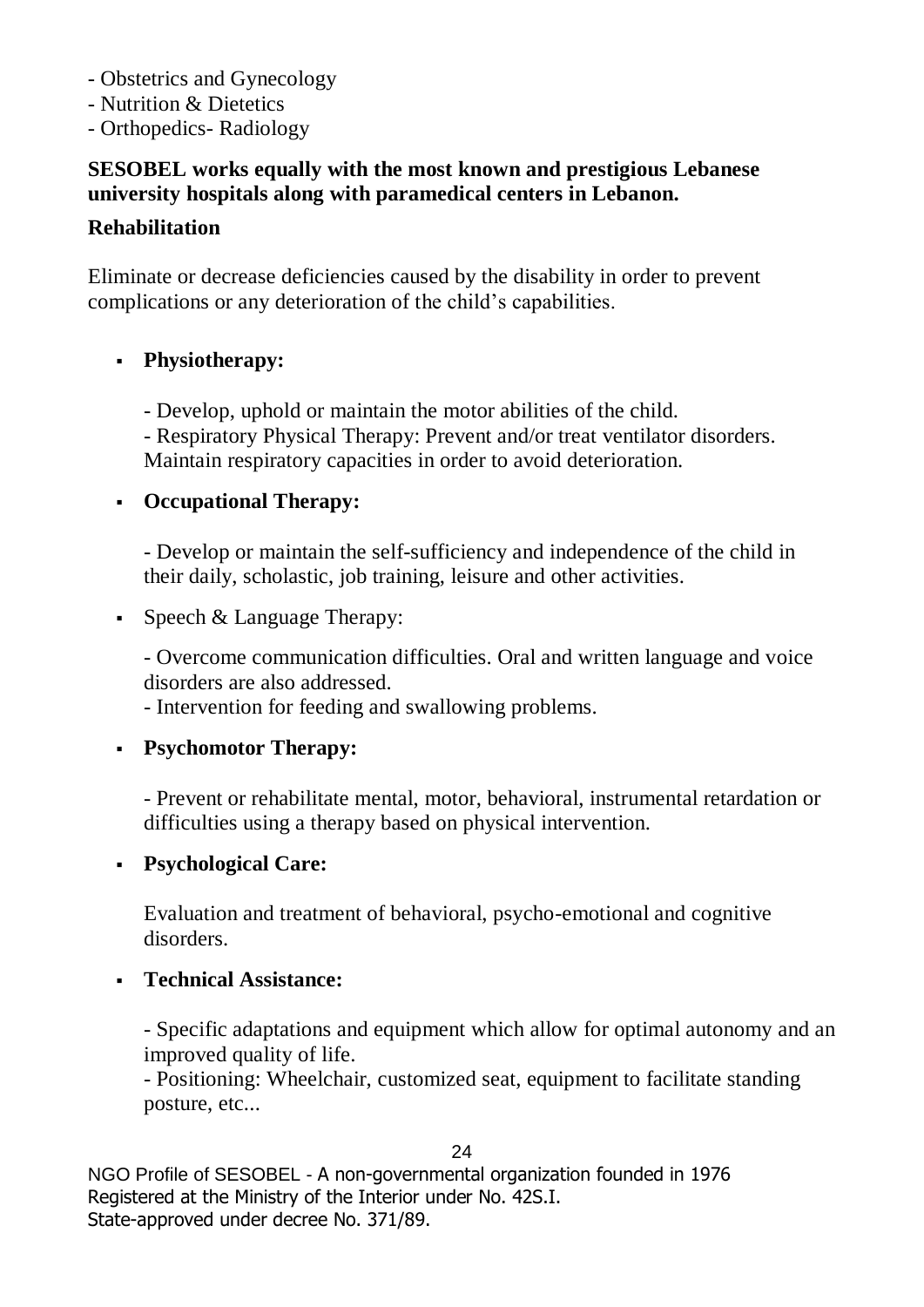- Obstetrics and Gynecology
- Nutrition & Dietetics
- Orthopedics- Radiology

**SESOBEL works equally with the most known and prestigious Lebanese university hospitals along with paramedical centers in Lebanon.**

**Rehabilitation**

Eliminate or decrease deficiencies caused by the disability in order to prevent complications or any deterioration of the child's capabilities.

- **Physiotherapy:**

  - Develop, uphold or maintain the motor abilities of the child.
  - Respiratory Physical Therapy: Prevent and/or treat ventilator disorders. Maintain respiratory capacities in order to avoid deterioration.

- **Occupational Therapy:**

  - Develop or maintain the self-sufficiency and independence of the child in their daily, scholastic, job training, leisure and other activities.

- Speech & Language Therapy:

  - Overcome communication difficulties. Oral and written language and voice disorders are also addressed.
  - Intervention for feeding and swallowing problems.

- **Psychomotor Therapy:**

  - Prevent or rehabilitate mental, motor, behavioral, instrumental retardation or difficulties using a therapy based on physical intervention.

- **Psychological Care:**

  Evaluation and treatment of behavioral, psycho-emotional and cognitive disorders.

- **Technical Assistance:**

  - Specific adaptations and equipment which allow for optimal autonomy and an improved quality of life.
  - Positioning: Wheelchair, customized seat, equipment to facilitate standing posture, etc...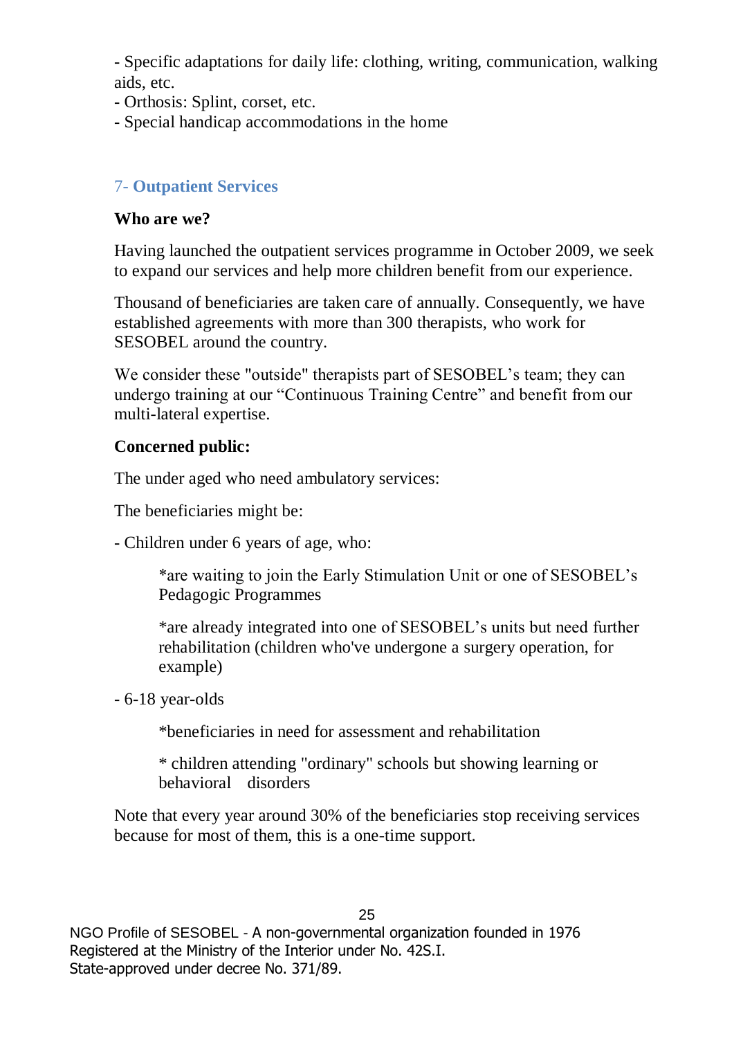- Specific adaptations for daily life: clothing, writing, communication, walking aids, etc.
- Orthosis: Splint, corset, etc.
- Special handicap accommodations in the home

## 7- Outpatient Services

**Who are we?**

Having launched the outpatient services programme in October 2009, we seek to expand our services and help more children benefit from our experience.

Thousand of beneficiaries are taken care of annually. Consequently, we have established agreements with more than 300 therapists, who work for SESOBEL around the country.

We consider these "outside" therapists part of SESOBEL's team; they can undergo training at our "Continuous Training Centre" and benefit from our multi-lateral expertise.

**Concerned public:**

The under aged who need ambulatory services:

The beneficiaries might be:

- Children under 6 years of age, who:

  *are waiting to join the Early Stimulation Unit or one of SESOBEL's Pedagogic Programmes

  *are already integrated into one of SESOBEL's units but need further rehabilitation (children who've undergone a surgery operation, for example)

- 6-18 year-olds

  *beneficiaries in need for assessment and rehabilitation

  * children attending "ordinary" schools but showing learning or behavioral disorders

Note that every year around 30% of the beneficiaries stop receiving services because for most of them, this is a one-time support.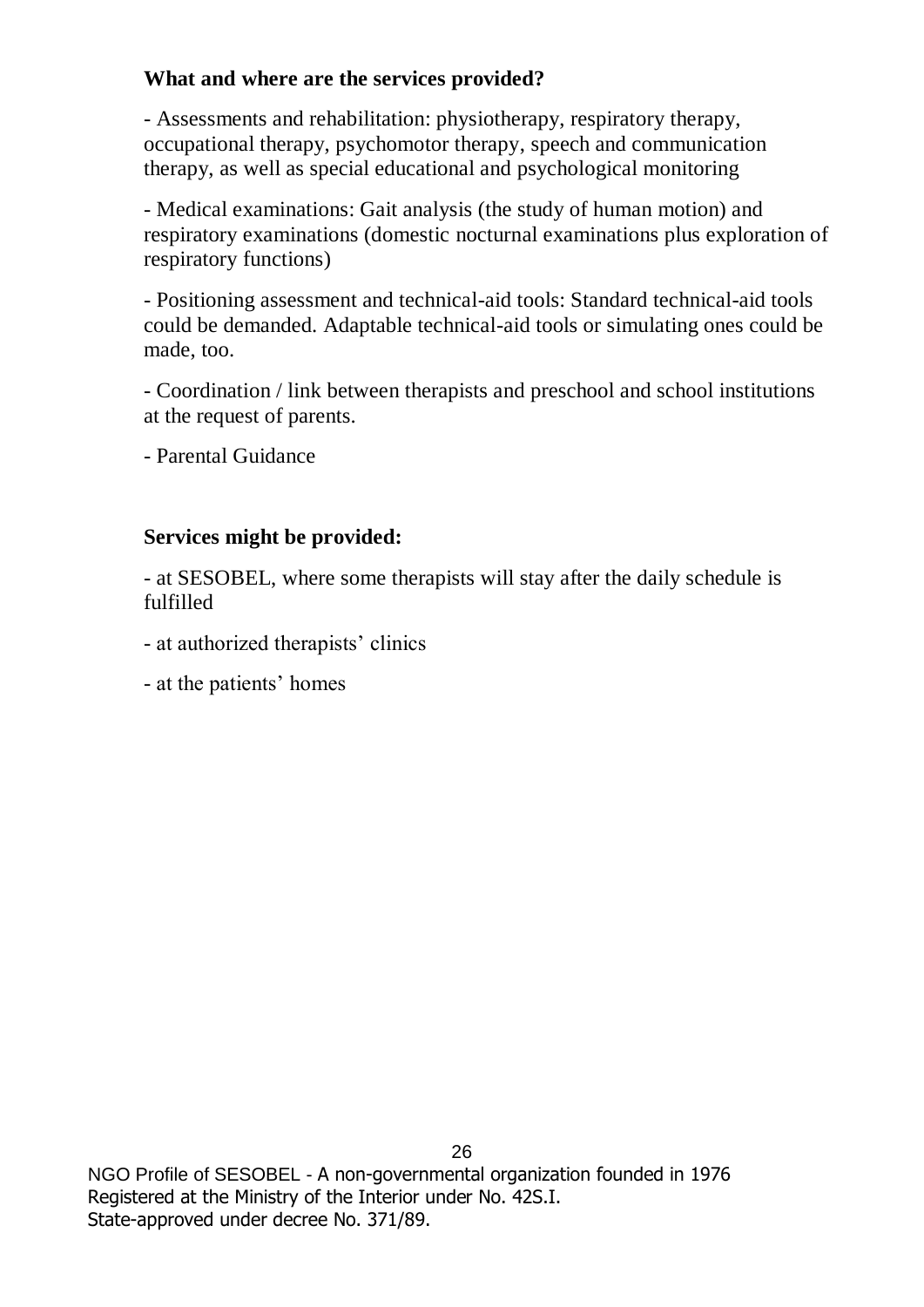**What and where are the services provided?**

- Assessments and rehabilitation: physiotherapy, respiratory therapy, occupational therapy, psychomotor therapy, speech and communication therapy, as well as special educational and psychological monitoring

- Medical examinations: Gait analysis (the study of human motion) and respiratory examinations (domestic nocturnal examinations plus exploration of respiratory functions)

- Positioning assessment and technical-aid tools: Standard technical-aid tools could be demanded. Adaptable technical-aid tools or simulating ones could be made, too.

- Coordination / link between therapists and preschool and school institutions at the request of parents.

- Parental Guidance

**Services might be provided:**

- at SESOBEL, where some therapists will stay after the daily schedule is fulfilled

- at authorized therapists' clinics

- at the patients' homes